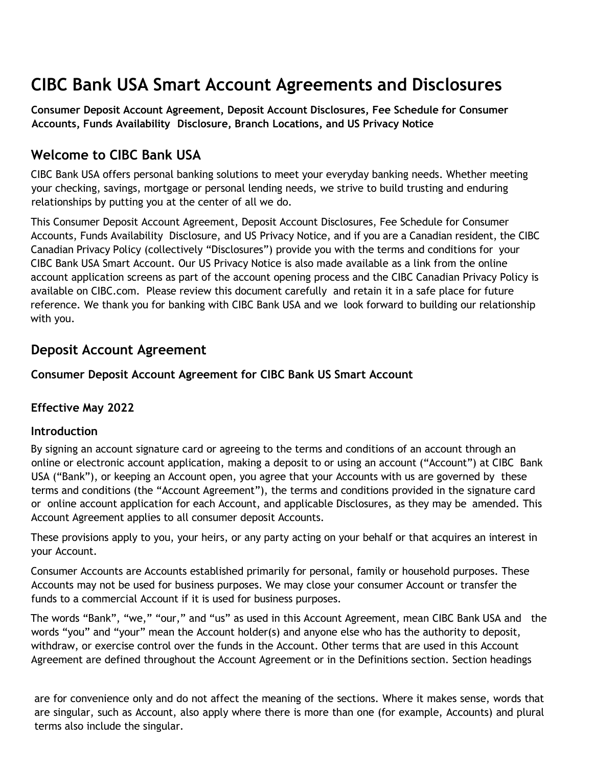# CIBC Bank USA Smart Account Agreements and Disclosures

**Consumer Deposit Account Agreement, Deposit Account Disclosures, Fee Schedule for Consumer Accounts, Funds Availability Disclosure, Branch Locations, and US Privacy Notice**

## Welcome to CIBC Bank USA

CIBC Bank USA offers personal banking solutions to meet your everyday banking needs. Whether meeting your checking, savings, mortgage or personal lending needs, we strive to build trusting and enduring relationships by putting you at the center of all we do.

This Consumer Deposit Account Agreement, Deposit Account Disclosures, Fee Schedule for Consumer Accounts, Funds Availability Disclosure, and US Privacy Notice, and if you are a Canadian resident, the CIBC Canadian Privacy Policy (collectively "Disclosures") provide you with the terms and conditions for your CIBC Bank USA Smart Account. Our US Privacy Notice is also made available as a link from the online account application screens as part of the account opening process and the CIBC Canadian Privacy Policy is available on CIBC.com. Please review this document carefully and retain it in a safe place for future reference. We thank you for banking with CIBC Bank USA and we look forward to building our relationship with you.

## Deposit Account Agreement

### Consumer Deposit Account Agreement for CIBC Bank US Smart Account

### Effective May 2022

### Introduction

By signing an account signature card or agreeing to the terms and conditions of an account through an online or electronic account application, making a deposit to or using an account ("Account") at CIBC Bank USA ("Bank"), or keeping an Account open, you agree that your Accounts with us are governed by these terms and conditions (the "Account Agreement"), the terms and conditions provided in the signature card or online account application for each Account, and applicable Disclosures, as they may be amended. This Account Agreement applies to all consumer deposit Accounts.

These provisions apply to you, your heirs, or any party acting on your behalf or that acquires an interest in your Account.

Consumer Accounts are Accounts established primarily for personal, family or household purposes. These Accounts may not be used for business purposes. We may close your consumer Account or transfer the funds to a commercial Account if it is used for business purposes.

The words "Bank", "we," "our," and "us" as used in this Account Agreement, mean CIBC Bank USA and the words "you" and "your" mean the Account holder(s) and anyone else who has the authority to deposit, withdraw, or exercise control over the funds in the Account. Other terms that are used in this Account Agreement are defined throughout the Account Agreement or in the Definitions section. Section headings are for convenience only and do not affect the meaning of the sections. Where it makes sense, words that are singular, such as Account, also apply where there is more than one (for example, Accounts) and plural terms also include the singular.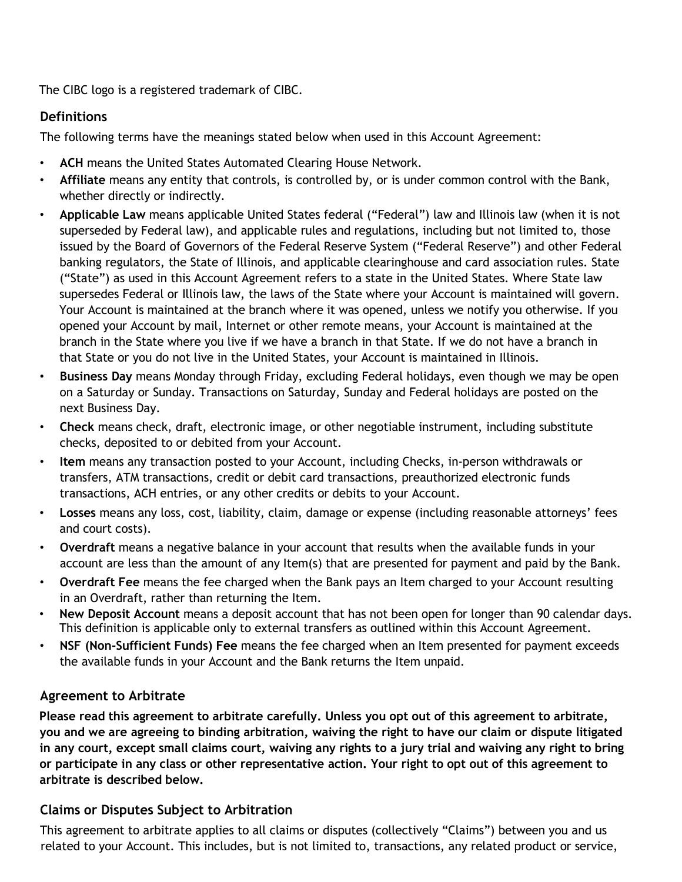The CIBC logo is a registered trademark of CIBC.

## Definitions

The following terms have the meanings stated below when used in this Account Agreement:

- **ACH** means the United States Automated Clearing House Network.
- **Affiliate** means any entity that controls, is controlled by, or is under common control with the Bank, whether directly or indirectly.
- **Applicable Law** means applicable United States federal ("Federal") law and Illinois law (when it is not superseded by Federal law), and applicable rules and regulations, including but not limited to, those issued by the Board of Governors of the Federal Reserve System ("Federal Reserve") and other Federal banking regulators, the State of Illinois, and applicable clearinghouse and card association rules. State ("State") as used in this Account Agreement refers to a state in the United States. Where State law supersedes Federal or Illinois law, the laws of the State where your Account is maintained will govern. Your Account is maintained at the branch where it was opened, unless we notify you otherwise. If you opened your Account by mail, Internet or other remote means, your Account is maintained at the branch in the State where you live if we have a branch in that State. If we do not have a branch in that State or you do not live in the United States, your Account is maintained in Illinois.
- **Business Day** means Monday through Friday, excluding Federal holidays, even though we may be open on a Saturday or Sunday. Transactions on Saturday, Sunday and Federal holidays are posted on the next Business Day.
- **Check** means check, draft, electronic image, or other negotiable instrument, including substitute checks, deposited to or debited from your Account.
- **Item** means any transaction posted to your Account, including Checks, in-person withdrawals or transfers, ATM transactions, credit or debit card transactions, preauthorized electronic funds transactions, ACH entries, or any other credits or debits to your Account.
- **Losses** means any loss, cost, liability, claim, damage or expense (including reasonable attorneys' fees and court costs).
- **Overdraft** means a negative balance in your account that results when the available funds in your account are less than the amount of any Item(s) that are presented for payment and paid by the Bank.
- **Overdraft Fee** means the fee charged when the Bank pays an Item charged to your Account resulting in an Overdraft, rather than returning the Item.
- **New Deposit Account** means a deposit account that has not been open for longer than 90 calendar days. This definition is applicable only to external transfers as outlined within this Account Agreement.
- **NSF (Non-Sufficient Funds) Fee** means the fee charged when an Item presented for payment exceeds the available funds in your Account and the Bank returns the Item unpaid.

## Agreement to Arbitrate

**Please read this agreement to arbitrate carefully. Unless you opt out of this agreement to arbitrate, you and we are agreeing to binding arbitration, waiving the right to have our claim or dispute litigated in any court, except small claims court, waiving any rights to a jury trial and waiving any right to bring or participate in any class or other representative action. Your right to opt out of this agreement to arbitrate is described below.**

## Claims or Disputes Subject to Arbitration

This agreement to arbitrate applies to all claims or disputes (collectively "Claims") between you and us related to your Account. This includes, but is not limited to, transactions, any related product or service,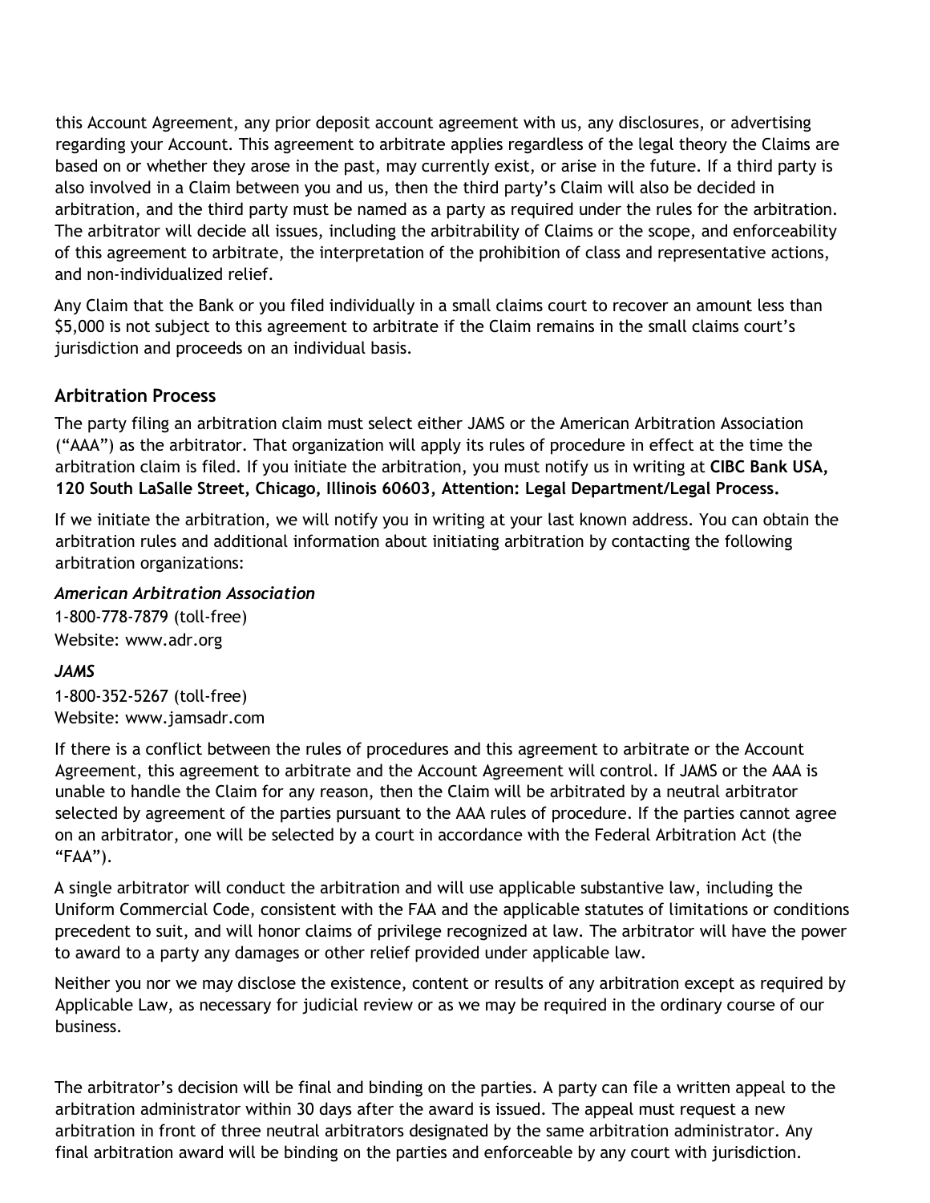this Account Agreement, any prior deposit account agreement with us, any disclosures, or advertising regarding your Account. This agreement to arbitrate applies regardless of the legal theory the Claims are based on or whether they arose in the past, may currently exist, or arise in the future. If a third party is also involved in a Claim between you and us, then the third party's Claim will also be decided in arbitration, and the third party must be named as a party as required under the rules for the arbitration. The arbitrator will decide all issues, including the arbitrability of Claims or the scope, and enforceability of this agreement to arbitrate, the interpretation of the prohibition of class and representative actions, and non-individualized relief.

Any Claim that the Bank or you filed individually in a small claims court to recover an amount less than $5,000 is not subject to this agreement to arbitrate if the Claim remains in the small claims court's jurisdiction and proceeds on an individual basis.

### Arbitration Process

The party filing an arbitration claim must select either JAMS or the American Arbitration Association ("AAA") as the arbitrator. That organization will apply its rules of procedure in effect at the time the arbitration claim is filed. If you initiate the arbitration, you must notify us in writing at **CIBC Bank USA, 120 South LaSalle Street, Chicago, Illinois 60603, Attention: Legal Department/Legal Process.**

If we initiate the arbitration, we will notify you in writing at your last known address. You can obtain the arbitration rules and additional information about initiating arbitration by contacting the following arbitration organizations:

***American Arbitration Association***
1-800-778-7879 (toll-free)
Website: www.adr.org

***JAMS***
1-800-352-5267 (toll-free)
Website: www.jamsadr.com

If there is a conflict between the rules of procedures and this agreement to arbitrate or the Account Agreement, this agreement to arbitrate and the Account Agreement will control. If JAMS or the AAA is unable to handle the Claim for any reason, then the Claim will be arbitrated by a neutral arbitrator selected by agreement of the parties pursuant to the AAA rules of procedure. If the parties cannot agree on an arbitrator, one will be selected by a court in accordance with the Federal Arbitration Act (the "FAA").

A single arbitrator will conduct the arbitration and will use applicable substantive law, including the Uniform Commercial Code, consistent with the FAA and the applicable statutes of limitations or conditions precedent to suit, and will honor claims of privilege recognized at law. The arbitrator will have the power to award to a party any damages or other relief provided under applicable law.

Neither you nor we may disclose the existence, content or results of any arbitration except as required by Applicable Law, as necessary for judicial review or as we may be required in the ordinary course of our business.

The arbitrator's decision will be final and binding on the parties. A party can file a written appeal to the arbitration administrator within 30 days after the award is issued. The appeal must request a new arbitration in front of three neutral arbitrators designated by the same arbitration administrator. Any final arbitration award will be binding on the parties and enforceable by any court with jurisdiction.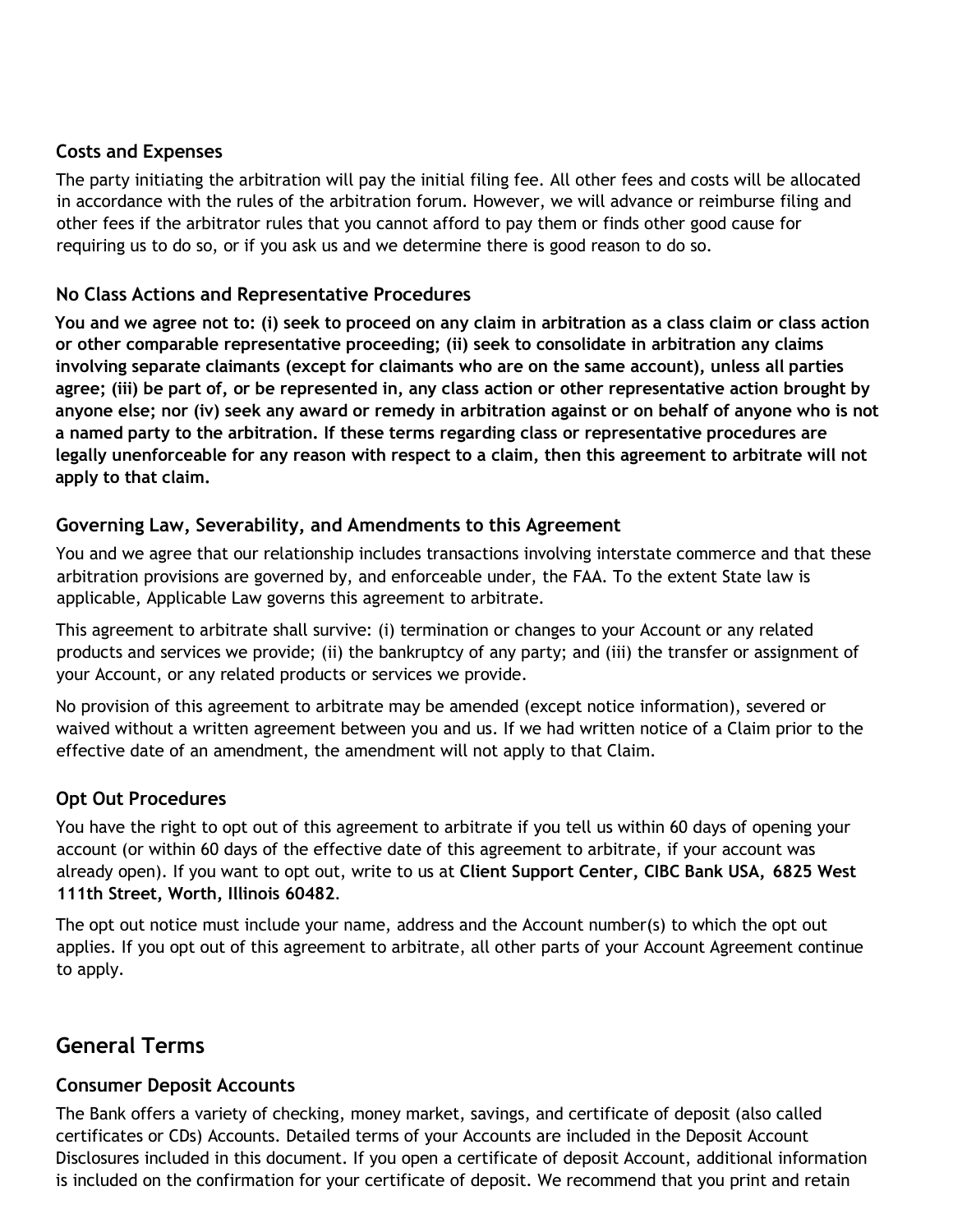### Costs and Expenses

The party initiating the arbitration will pay the initial filing fee. All other fees and costs will be allocated in accordance with the rules of the arbitration forum. However, we will advance or reimburse filing and other fees if the arbitrator rules that you cannot afford to pay them or finds other good cause for requiring us to do so, or if you ask us and we determine there is good reason to do so.

### No Class Actions and Representative Procedures

**You and we agree not to: (i) seek to proceed on any claim in arbitration as a class claim or class action or other comparable representative proceeding; (ii) seek to consolidate in arbitration any claims involving separate claimants (except for claimants who are on the same account), unless all parties agree; (iii) be part of, or be represented in, any class action or other representative action brought by anyone else; nor (iv) seek any award or remedy in arbitration against or on behalf of anyone who is not a named party to the arbitration. If these terms regarding class or representative procedures are legally unenforceable for any reason with respect to a claim, then this agreement to arbitrate will not apply to that claim.**

### Governing Law, Severability, and Amendments to this Agreement

You and we agree that our relationship includes transactions involving interstate commerce and that these arbitration provisions are governed by, and enforceable under, the FAA. To the extent State law is applicable, Applicable Law governs this agreement to arbitrate.

This agreement to arbitrate shall survive: (i) termination or changes to your Account or any related products and services we provide; (ii) the bankruptcy of any party; and (iii) the transfer or assignment of your Account, or any related products or services we provide.

No provision of this agreement to arbitrate may be amended (except notice information), severed or waived without a written agreement between you and us. If we had written notice of a Claim prior to the effective date of an amendment, the amendment will not apply to that Claim.

### Opt Out Procedures

You have the right to opt out of this agreement to arbitrate if you tell us within 60 days of opening your account (or within 60 days of the effective date of this agreement to arbitrate, if your account was already open). If you want to opt out, write to us at **Client Support Center, CIBC Bank USA, 6825 West 111th Street, Worth, Illinois 60482**.

The opt out notice must include your name, address and the Account number(s) to which the opt out applies. If you opt out of this agreement to arbitrate, all other parts of your Account Agreement continue to apply.

## General Terms

### Consumer Deposit Accounts

The Bank offers a variety of checking, money market, savings, and certificate of deposit (also called certificates or CDs) Accounts. Detailed terms of your Accounts are included in the Deposit Account Disclosures included in this document. If you open a certificate of deposit Account, additional information is included on the confirmation for your certificate of deposit. We recommend that you print and retain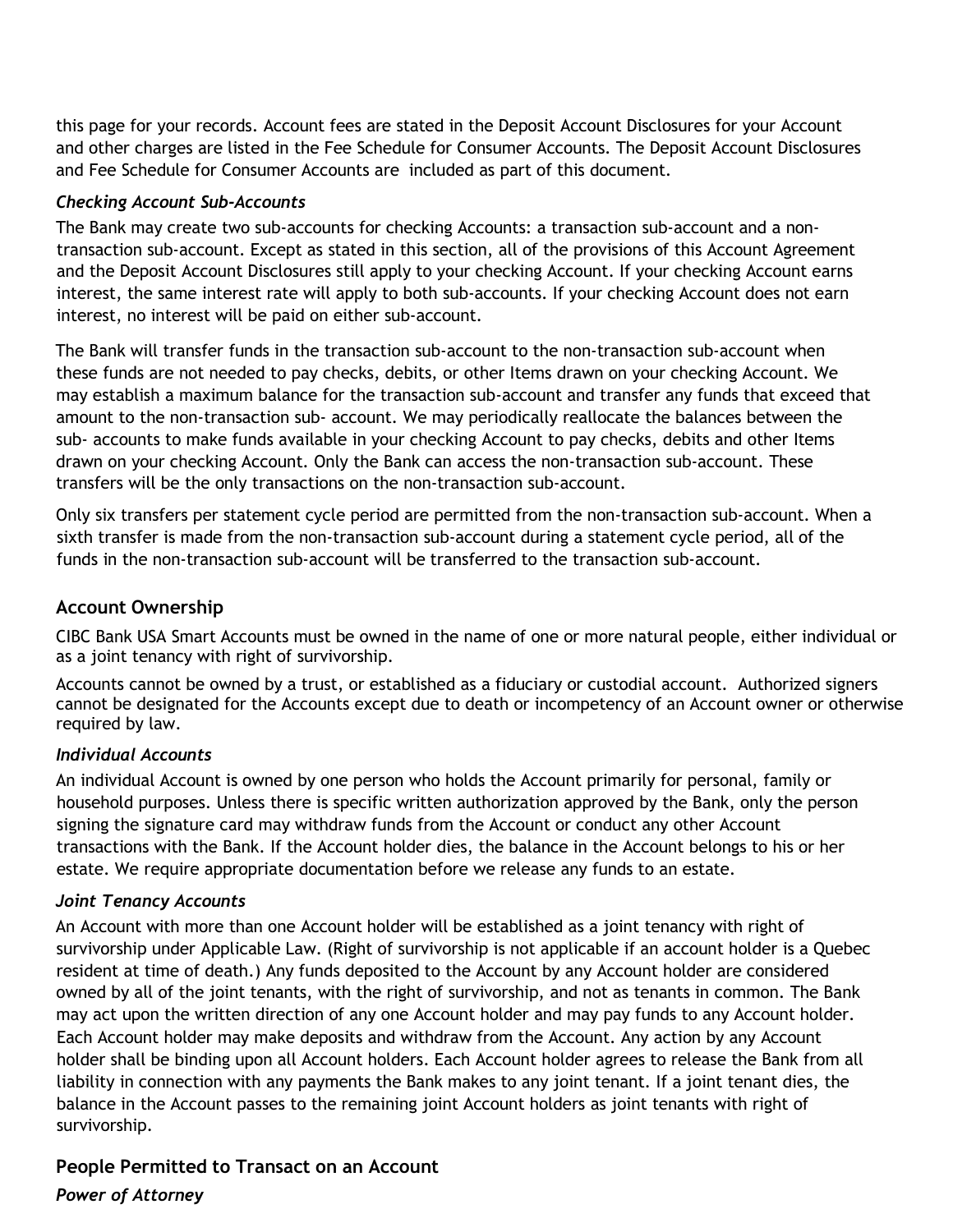this page for your records. Account fees are stated in the Deposit Account Disclosures for your Account and other charges are listed in the Fee Schedule for Consumer Accounts. The Deposit Account Disclosures and Fee Schedule for Consumer Accounts are included as part of this document.

### *Checking Account Sub-Accounts*

The Bank may create two sub-accounts for checking Accounts: a transaction sub-account and a non-transaction sub-account. Except as stated in this section, all of the provisions of this Account Agreement and the Deposit Account Disclosures still apply to your checking Account. If your checking Account earns interest, the same interest rate will apply to both sub-accounts. If your checking Account does not earn interest, no interest will be paid on either sub-account.

The Bank will transfer funds in the transaction sub-account to the non-transaction sub-account when these funds are not needed to pay checks, debits, or other Items drawn on your checking Account. We may establish a maximum balance for the transaction sub-account and transfer any funds that exceed that amount to the non-transaction sub- account. We may periodically reallocate the balances between the sub- accounts to make funds available in your checking Account to pay checks, debits and other Items drawn on your checking Account. Only the Bank can access the non-transaction sub-account. These transfers will be the only transactions on the non-transaction sub-account.

Only six transfers per statement cycle period are permitted from the non-transaction sub-account. When a sixth transfer is made from the non-transaction sub-account during a statement cycle period, all of the funds in the non-transaction sub-account will be transferred to the transaction sub-account.

## Account Ownership

CIBC Bank USA Smart Accounts must be owned in the name of one or more natural people, either individual or as a joint tenancy with right of survivorship.

Accounts cannot be owned by a trust, or established as a fiduciary or custodial account. Authorized signers cannot be designated for the Accounts except due to death or incompetency of an Account owner or otherwise required by law.

### *Individual Accounts*

An individual Account is owned by one person who holds the Account primarily for personal, family or household purposes. Unless there is specific written authorization approved by the Bank, only the person signing the signature card may withdraw funds from the Account or conduct any other Account transactions with the Bank. If the Account holder dies, the balance in the Account belongs to his or her estate. We require appropriate documentation before we release any funds to an estate.

### *Joint Tenancy Accounts*

An Account with more than one Account holder will be established as a joint tenancy with right of survivorship under Applicable Law. (Right of survivorship is not applicable if an account holder is a Quebec resident at time of death.) Any funds deposited to the Account by any Account holder are considered owned by all of the joint tenants, with the right of survivorship, and not as tenants in common. The Bank may act upon the written direction of any one Account holder and may pay funds to any Account holder. Each Account holder may make deposits and withdraw from the Account. Any action by any Account holder shall be binding upon all Account holders. Each Account holder agrees to release the Bank from all liability in connection with any payments the Bank makes to any joint tenant. If a joint tenant dies, the balance in the Account passes to the remaining joint Account holders as joint tenants with right of survivorship.

## People Permitted to Transact on an Account

### *Power of Attorney*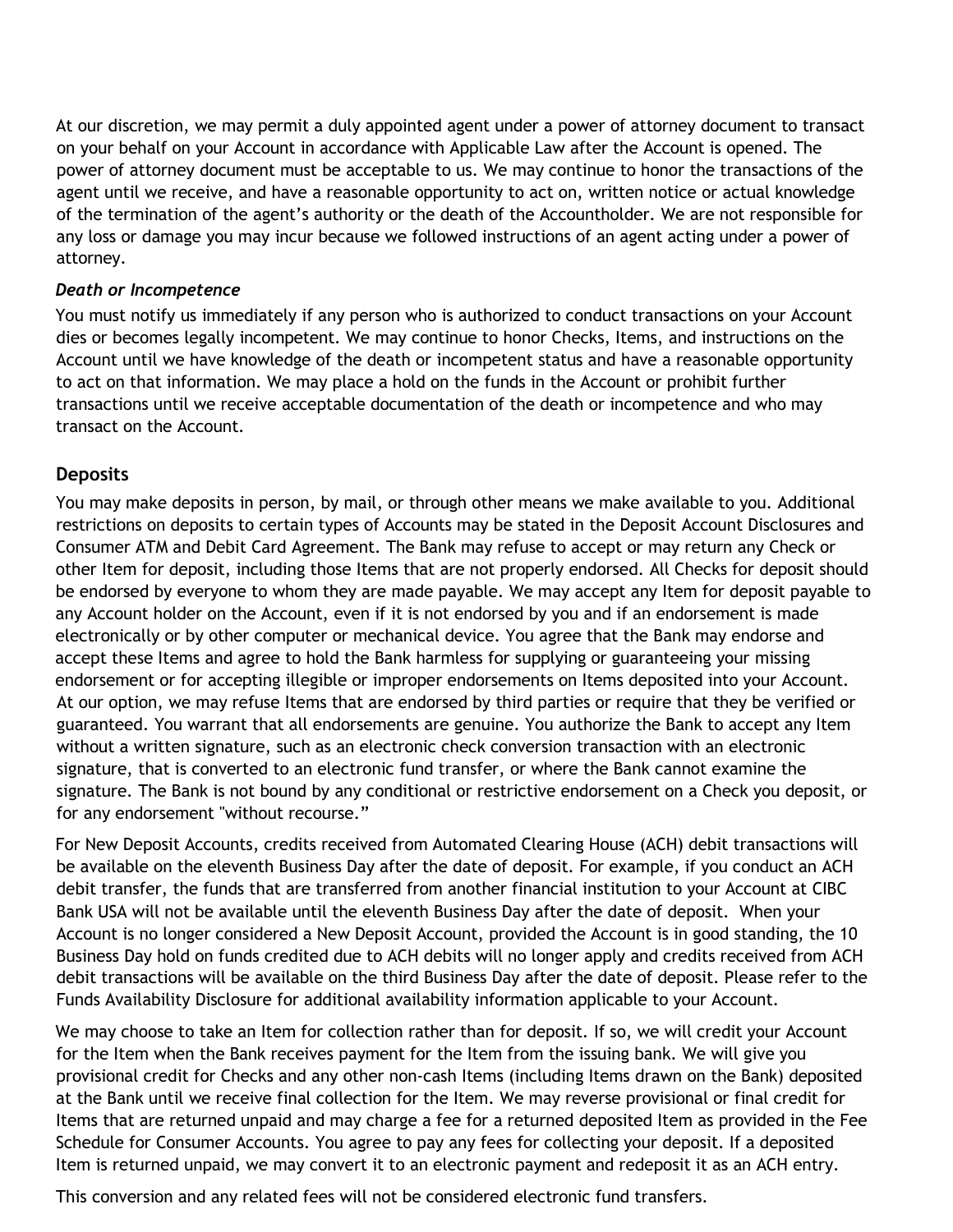At our discretion, we may permit a duly appointed agent under a power of attorney document to transact on your behalf on your Account in accordance with Applicable Law after the Account is opened. The power of attorney document must be acceptable to us. We may continue to honor the transactions of the agent until we receive, and have a reasonable opportunity to act on, written notice or actual knowledge of the termination of the agent's authority or the death of the Accountholder. We are not responsible for any loss or damage you may incur because we followed instructions of an agent acting under a power of attorney.

***Death or Incompetence***

You must notify us immediately if any person who is authorized to conduct transactions on your Account dies or becomes legally incompetent. We may continue to honor Checks, Items, and instructions on the Account until we have knowledge of the death or incompetent status and have a reasonable opportunity to act on that information. We may place a hold on the funds in the Account or prohibit further transactions until we receive acceptable documentation of the death or incompetence and who may transact on the Account.

## Deposits

You may make deposits in person, by mail, or through other means we make available to you. Additional restrictions on deposits to certain types of Accounts may be stated in the Deposit Account Disclosures and Consumer ATM and Debit Card Agreement. The Bank may refuse to accept or may return any Check or other Item for deposit, including those Items that are not properly endorsed. All Checks for deposit should be endorsed by everyone to whom they are made payable. We may accept any Item for deposit payable to any Account holder on the Account, even if it is not endorsed by you and if an endorsement is made electronically or by other computer or mechanical device. You agree that the Bank may endorse and accept these Items and agree to hold the Bank harmless for supplying or guaranteeing your missing endorsement or for accepting illegible or improper endorsements on Items deposited into your Account. At our option, we may refuse Items that are endorsed by third parties or require that they be verified or guaranteed. You warrant that all endorsements are genuine. You authorize the Bank to accept any Item without a written signature, such as an electronic check conversion transaction with an electronic signature, that is converted to an electronic fund transfer, or where the Bank cannot examine the signature. The Bank is not bound by any conditional or restrictive endorsement on a Check you deposit, or for any endorsement "without recourse."

For New Deposit Accounts, credits received from Automated Clearing House (ACH) debit transactions will be available on the eleventh Business Day after the date of deposit. For example, if you conduct an ACH debit transfer, the funds that are transferred from another financial institution to your Account at CIBC Bank USA will not be available until the eleventh Business Day after the date of deposit. When your Account is no longer considered a New Deposit Account, provided the Account is in good standing, the 10 Business Day hold on funds credited due to ACH debits will no longer apply and credits received from ACH debit transactions will be available on the third Business Day after the date of deposit. Please refer to the Funds Availability Disclosure for additional availability information applicable to your Account.

We may choose to take an Item for collection rather than for deposit. If so, we will credit your Account for the Item when the Bank receives payment for the Item from the issuing bank. We will give you provisional credit for Checks and any other non-cash Items (including Items drawn on the Bank) deposited at the Bank until we receive final collection for the Item. We may reverse provisional or final credit for Items that are returned unpaid and may charge a fee for a returned deposited Item as provided in the Fee Schedule for Consumer Accounts. You agree to pay any fees for collecting your deposit. If a deposited Item is returned unpaid, we may convert it to an electronic payment and redeposit it as an ACH entry.

This conversion and any related fees will not be considered electronic fund transfers.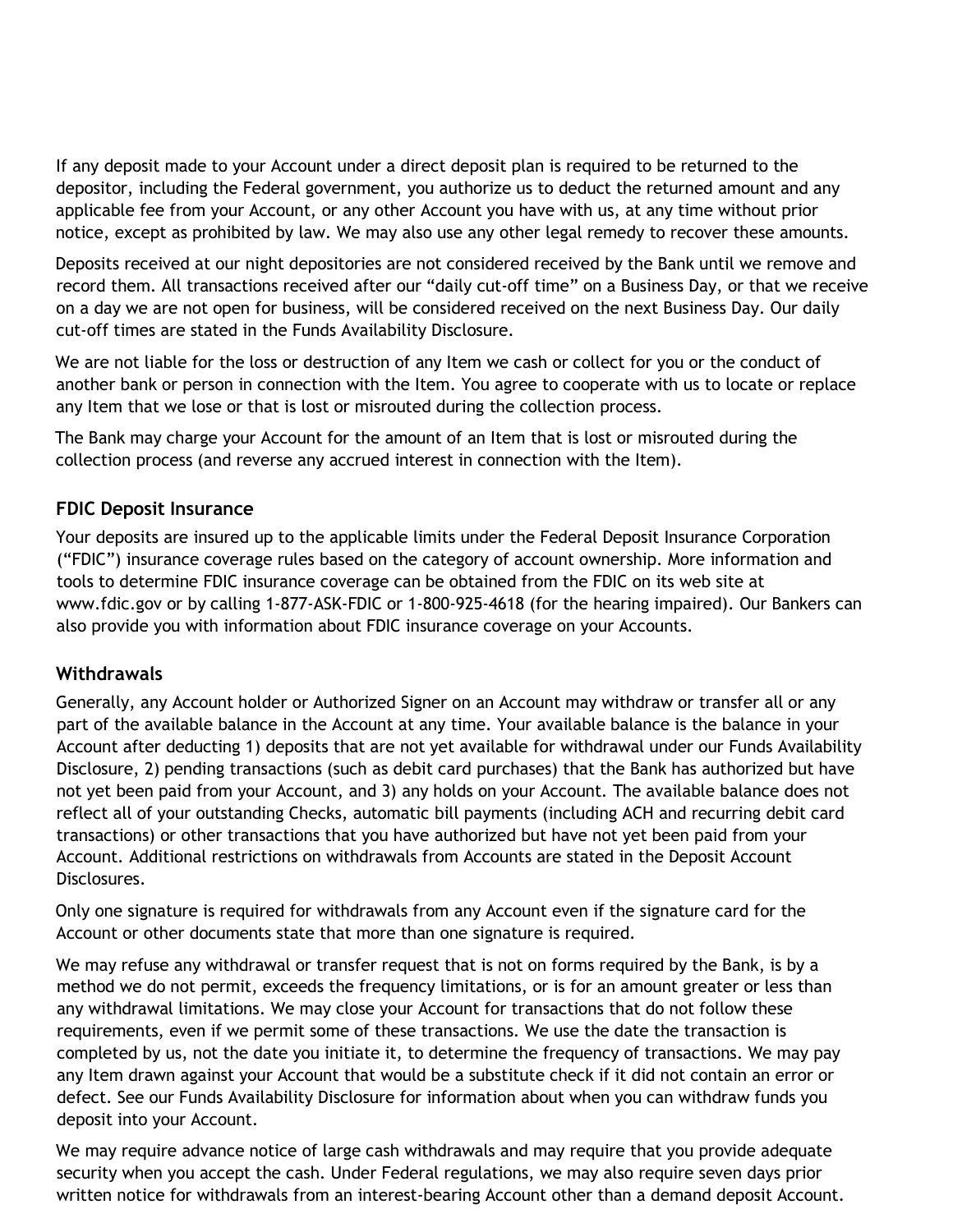If any deposit made to your Account under a direct deposit plan is required to be returned to the depositor, including the Federal government, you authorize us to deduct the returned amount and any applicable fee from your Account, or any other Account you have with us, at any time without prior notice, except as prohibited by law. We may also use any other legal remedy to recover these amounts.

Deposits received at our night depositories are not considered received by the Bank until we remove and record them. All transactions received after our "daily cut-off time" on a Business Day, or that we receive on a day we are not open for business, will be considered received on the next Business Day. Our daily cut-off times are stated in the Funds Availability Disclosure.

We are not liable for the loss or destruction of any Item we cash or collect for you or the conduct of another bank or person in connection with the Item. You agree to cooperate with us to locate or replace any Item that we lose or that is lost or misrouted during the collection process.

The Bank may charge your Account for the amount of an Item that is lost or misrouted during the collection process (and reverse any accrued interest in connection with the Item).

## FDIC Deposit Insurance

Your deposits are insured up to the applicable limits under the Federal Deposit Insurance Corporation ("FDIC") insurance coverage rules based on the category of account ownership. More information and tools to determine FDIC insurance coverage can be obtained from the FDIC on its web site at www.fdic.gov or by calling 1-877-ASK-FDIC or 1-800-925-4618 (for the hearing impaired). Our Bankers can also provide you with information about FDIC insurance coverage on your Accounts.

## Withdrawals

Generally, any Account holder or Authorized Signer on an Account may withdraw or transfer all or any part of the available balance in the Account at any time. Your available balance is the balance in your Account after deducting 1) deposits that are not yet available for withdrawal under our Funds Availability Disclosure, 2) pending transactions (such as debit card purchases) that the Bank has authorized but have not yet been paid from your Account, and 3) any holds on your Account. The available balance does not reflect all of your outstanding Checks, automatic bill payments (including ACH and recurring debit card transactions) or other transactions that you have authorized but have not yet been paid from your Account. Additional restrictions on withdrawals from Accounts are stated in the Deposit Account Disclosures.

Only one signature is required for withdrawals from any Account even if the signature card for the Account or other documents state that more than one signature is required.

We may refuse any withdrawal or transfer request that is not on forms required by the Bank, is by a method we do not permit, exceeds the frequency limitations, or is for an amount greater or less than any withdrawal limitations. We may close your Account for transactions that do not follow these requirements, even if we permit some of these transactions. We use the date the transaction is completed by us, not the date you initiate it, to determine the frequency of transactions. We may pay any Item drawn against your Account that would be a substitute check if it did not contain an error or defect. See our Funds Availability Disclosure for information about when you can withdraw funds you deposit into your Account.

We may require advance notice of large cash withdrawals and may require that you provide adequate security when you accept the cash. Under Federal regulations, we may also require seven days prior written notice for withdrawals from an interest-bearing Account other than a demand deposit Account.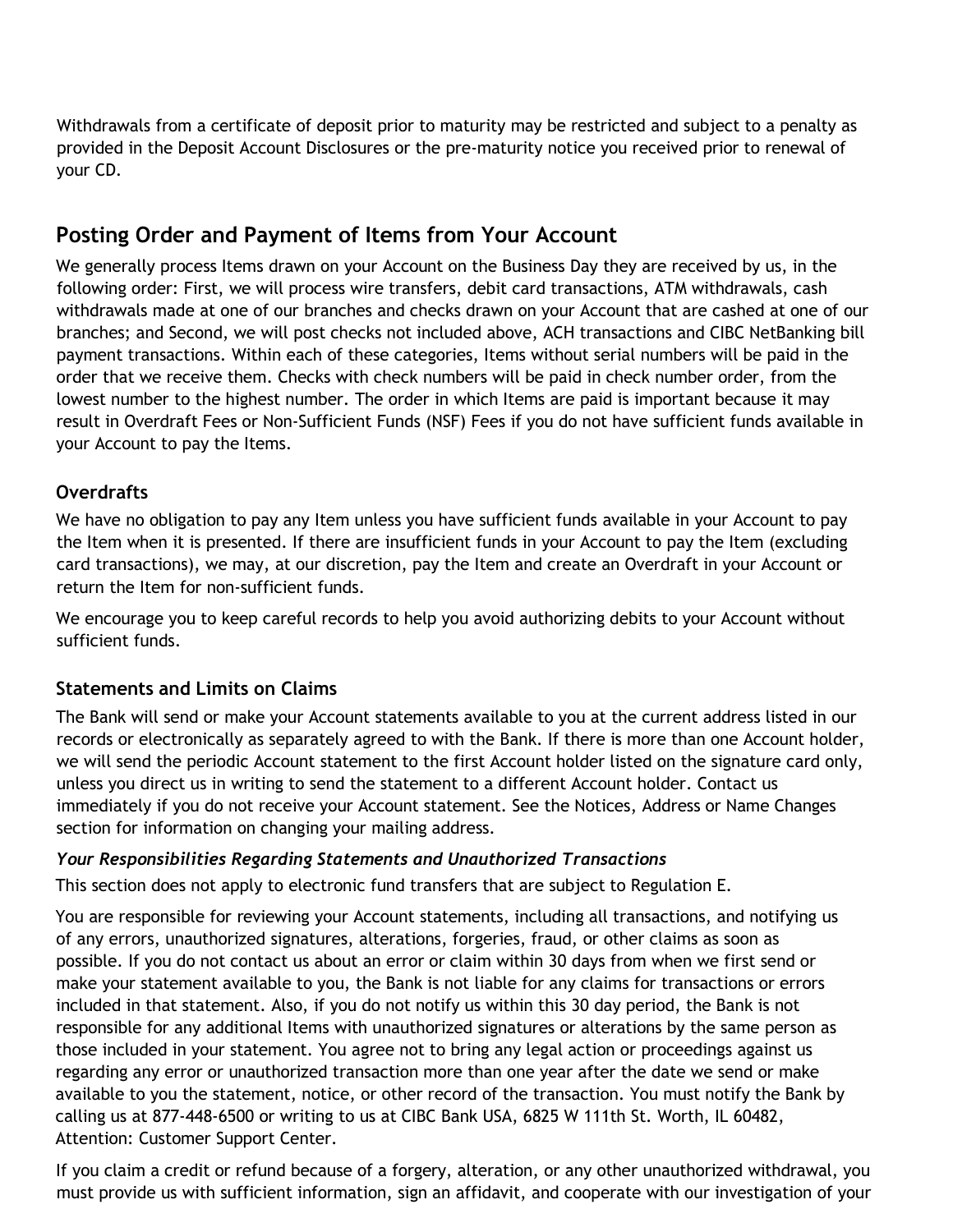Withdrawals from a certificate of deposit prior to maturity may be restricted and subject to a penalty as provided in the Deposit Account Disclosures or the pre-maturity notice you received prior to renewal of your CD.

## Posting Order and Payment of Items from Your Account

We generally process Items drawn on your Account on the Business Day they are received by us, in the following order: First, we will process wire transfers, debit card transactions, ATM withdrawals, cash withdrawals made at one of our branches and checks drawn on your Account that are cashed at one of our branches; and Second, we will post checks not included above, ACH transactions and CIBC NetBanking bill payment transactions. Within each of these categories, Items without serial numbers will be paid in the order that we receive them. Checks with check numbers will be paid in check number order, from the lowest number to the highest number. The order in which Items are paid is important because it may result in Overdraft Fees or Non-Sufficient Funds (NSF) Fees if you do not have sufficient funds available in your Account to pay the Items.

### Overdrafts

We have no obligation to pay any Item unless you have sufficient funds available in your Account to pay the Item when it is presented. If there are insufficient funds in your Account to pay the Item (excluding card transactions), we may, at our discretion, pay the Item and create an Overdraft in your Account or return the Item for non-sufficient funds.

We encourage you to keep careful records to help you avoid authorizing debits to your Account without sufficient funds.

### Statements and Limits on Claims

The Bank will send or make your Account statements available to you at the current address listed in our records or electronically as separately agreed to with the Bank. If there is more than one Account holder, we will send the periodic Account statement to the first Account holder listed on the signature card only, unless you direct us in writing to send the statement to a different Account holder. Contact us immediately if you do not receive your Account statement. See the Notices, Address or Name Changes section for information on changing your mailing address.

***Your Responsibilities Regarding Statements and Unauthorized Transactions***

This section does not apply to electronic fund transfers that are subject to Regulation E.

You are responsible for reviewing your Account statements, including all transactions, and notifying us of any errors, unauthorized signatures, alterations, forgeries, fraud, or other claims as soon as possible. If you do not contact us about an error or claim within 30 days from when we first send or make your statement available to you, the Bank is not liable for any claims for transactions or errors included in that statement. Also, if you do not notify us within this 30 day period, the Bank is not responsible for any additional Items with unauthorized signatures or alterations by the same person as those included in your statement. You agree not to bring any legal action or proceedings against us regarding any error or unauthorized transaction more than one year after the date we send or make available to you the statement, notice, or other record of the transaction. You must notify the Bank by calling us at 877-448-6500 or writing to us at CIBC Bank USA, 6825 W 111th St. Worth, IL 60482, Attention: Customer Support Center.

If you claim a credit or refund because of a forgery, alteration, or any other unauthorized withdrawal, you must provide us with sufficient information, sign an affidavit, and cooperate with our investigation of your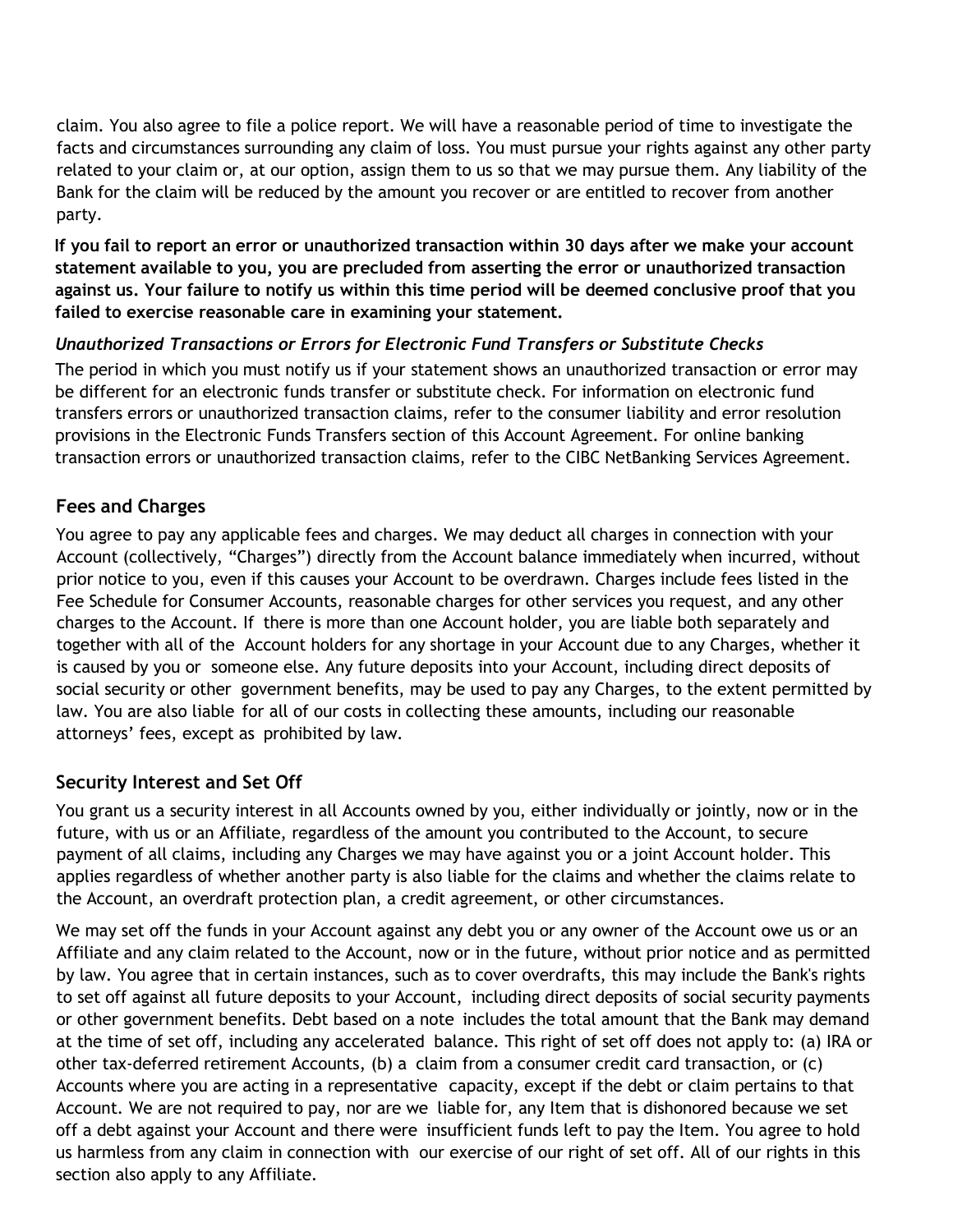claim. You also agree to file a police report. We will have a reasonable period of time to investigate the facts and circumstances surrounding any claim of loss. You must pursue your rights against any other party related to your claim or, at our option, assign them to us so that we may pursue them. Any liability of the Bank for the claim will be reduced by the amount you recover or are entitled to recover from another party.

**If you fail to report an error or unauthorized transaction within 30 days after we make your account statement available to you, you are precluded from asserting the error or unauthorized transaction against us. Your failure to notify us within this time period will be deemed conclusive proof that you failed to exercise reasonable care in examining your statement.**

***Unauthorized Transactions or Errors for Electronic Fund Transfers or Substitute Checks***

The period in which you must notify us if your statement shows an unauthorized transaction or error may be different for an electronic funds transfer or substitute check. For information on electronic fund transfers errors or unauthorized transaction claims, refer to the consumer liability and error resolution provisions in the Electronic Funds Transfers section of this Account Agreement. For online banking transaction errors or unauthorized transaction claims, refer to the CIBC NetBanking Services Agreement.

## Fees and Charges

You agree to pay any applicable fees and charges. We may deduct all charges in connection with your Account (collectively, "Charges") directly from the Account balance immediately when incurred, without prior notice to you, even if this causes your Account to be overdrawn. Charges include fees listed in the Fee Schedule for Consumer Accounts, reasonable charges for other services you request, and any other charges to the Account. If there is more than one Account holder, you are liable both separately and together with all of the Account holders for any shortage in your Account due to any Charges, whether it is caused by you or someone else. Any future deposits into your Account, including direct deposits of social security or other government benefits, may be used to pay any Charges, to the extent permitted by law. You are also liable for all of our costs in collecting these amounts, including our reasonable attorneys' fees, except as prohibited by law.

## Security Interest and Set Off

You grant us a security interest in all Accounts owned by you, either individually or jointly, now or in the future, with us or an Affiliate, regardless of the amount you contributed to the Account, to secure payment of all claims, including any Charges we may have against you or a joint Account holder. This applies regardless of whether another party is also liable for the claims and whether the claims relate to the Account, an overdraft protection plan, a credit agreement, or other circumstances.

We may set off the funds in your Account against any debt you or any owner of the Account owe us or an Affiliate and any claim related to the Account, now or in the future, without prior notice and as permitted by law. You agree that in certain instances, such as to cover overdrafts, this may include the Bank's rights to set off against all future deposits to your Account, including direct deposits of social security payments or other government benefits. Debt based on a note includes the total amount that the Bank may demand at the time of set off, including any accelerated balance. This right of set off does not apply to: (a) IRA or other tax-deferred retirement Accounts, (b) a claim from a consumer credit card transaction, or (c) Accounts where you are acting in a representative capacity, except if the debt or claim pertains to that Account. We are not required to pay, nor are we liable for, any Item that is dishonored because we set off a debt against your Account and there were insufficient funds left to pay the Item. You agree to hold us harmless from any claim in connection with our exercise of our right of set off. All of our rights in this section also apply to any Affiliate.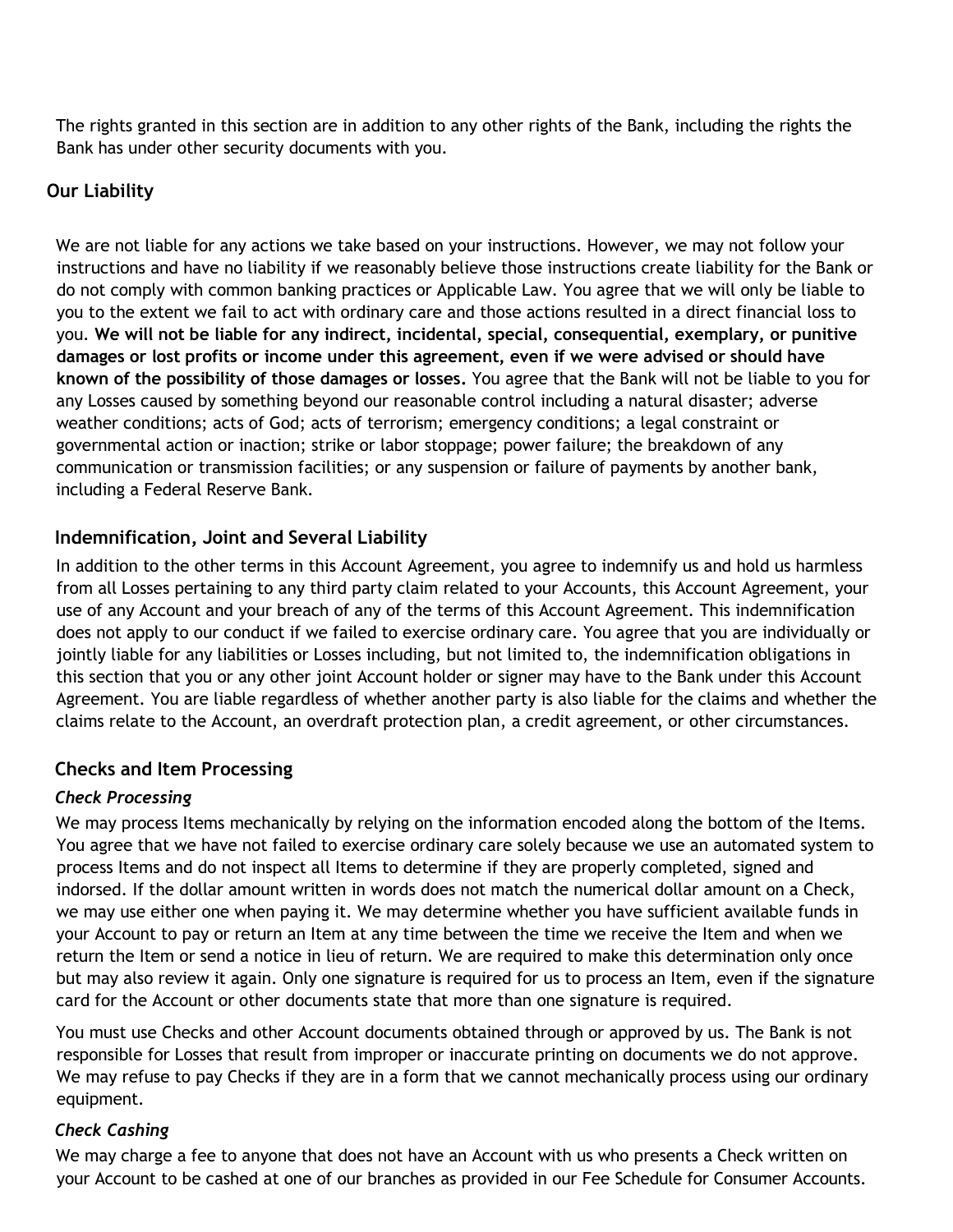The rights granted in this section are in addition to any other rights of the Bank, including the rights the Bank has under other security documents with you.

## Our Liability

We are not liable for any actions we take based on your instructions. However, we may not follow your instructions and have no liability if we reasonably believe those instructions create liability for the Bank or do not comply with common banking practices or Applicable Law. You agree that we will only be liable to you to the extent we fail to act with ordinary care and those actions resulted in a direct financial loss to you. **We will not be liable for any indirect, incidental, special, consequential, exemplary, or punitive damages or lost profits or income under this agreement, even if we were advised or should have known of the possibility of those damages or losses.** You agree that the Bank will not be liable to you for any Losses caused by something beyond our reasonable control including a natural disaster; adverse weather conditions; acts of God; acts of terrorism; emergency conditions; a legal constraint or governmental action or inaction; strike or labor stoppage; power failure; the breakdown of any communication or transmission facilities; or any suspension or failure of payments by another bank, including a Federal Reserve Bank.

## Indemnification, Joint and Several Liability

In addition to the other terms in this Account Agreement, you agree to indemnify us and hold us harmless from all Losses pertaining to any third party claim related to your Accounts, this Account Agreement, your use of any Account and your breach of any of the terms of this Account Agreement. This indemnification does not apply to our conduct if we failed to exercise ordinary care. You agree that you are individually or jointly liable for any liabilities or Losses including, but not limited to, the indemnification obligations in this section that you or any other joint Account holder or signer may have to the Bank under this Account Agreement. You are liable regardless of whether another party is also liable for the claims and whether the claims relate to the Account, an overdraft protection plan, a credit agreement, or other circumstances.

## Checks and Item Processing

### *Check Processing*

We may process Items mechanically by relying on the information encoded along the bottom of the Items. You agree that we have not failed to exercise ordinary care solely because we use an automated system to process Items and do not inspect all Items to determine if they are properly completed, signed and indorsed. If the dollar amount written in words does not match the numerical dollar amount on a Check, we may use either one when paying it. We may determine whether you have sufficient available funds in your Account to pay or return an Item at any time between the time we receive the Item and when we return the Item or send a notice in lieu of return. We are required to make this determination only once but may also review it again. Only one signature is required for us to process an Item, even if the signature card for the Account or other documents state that more than one signature is required.

You must use Checks and other Account documents obtained through or approved by us. The Bank is not responsible for Losses that result from improper or inaccurate printing on documents we do not approve. We may refuse to pay Checks if they are in a form that we cannot mechanically process using our ordinary equipment.

### *Check Cashing*

We may charge a fee to anyone that does not have an Account with us who presents a Check written on your Account to be cashed at one of our branches as provided in our Fee Schedule for Consumer Accounts.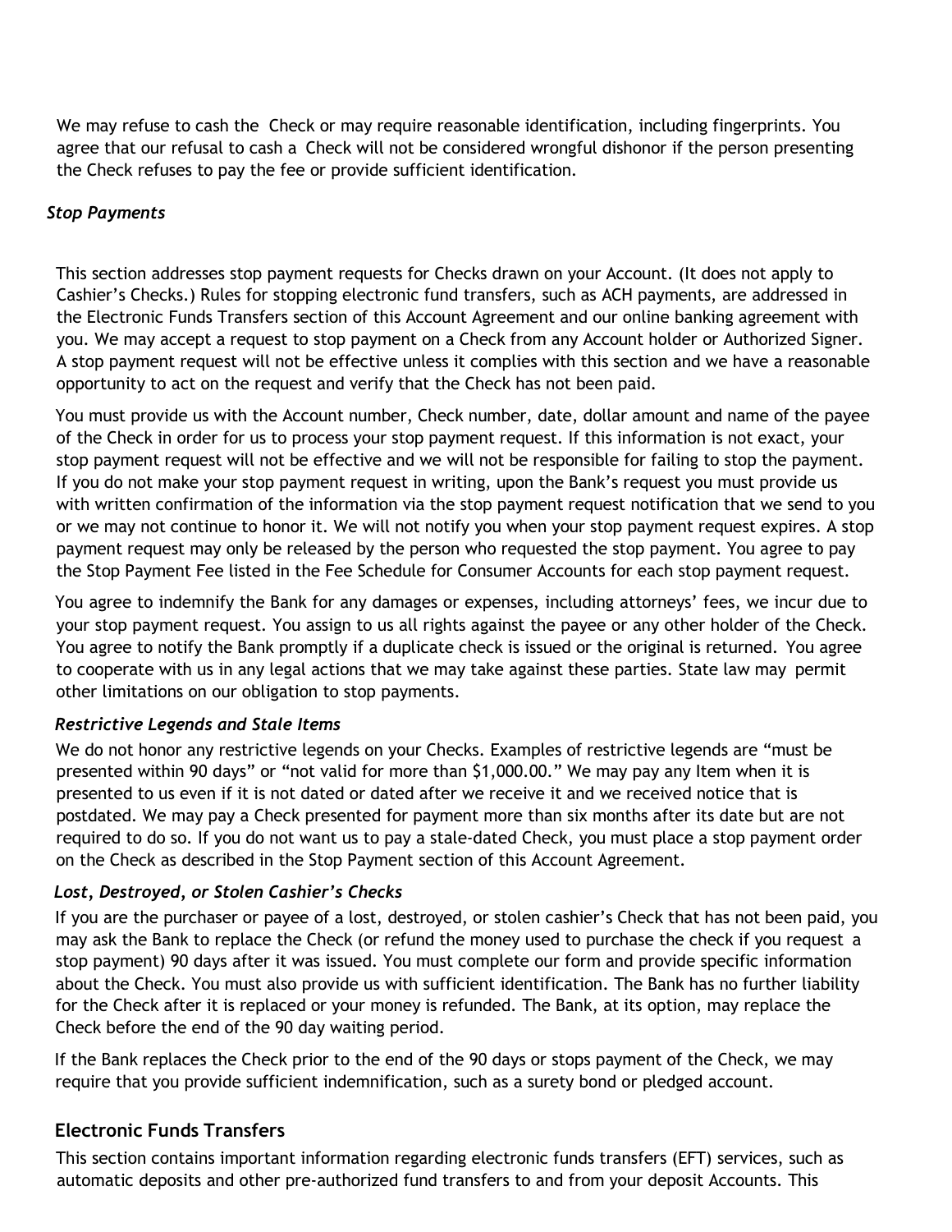We may refuse to cash the Check or may require reasonable identification, including fingerprints. You agree that our refusal to cash a Check will not be considered wrongful dishonor if the person presenting the Check refuses to pay the fee or provide sufficient identification.

### *Stop Payments*

This section addresses stop payment requests for Checks drawn on your Account. (It does not apply to Cashier's Checks.) Rules for stopping electronic fund transfers, such as ACH payments, are addressed in the Electronic Funds Transfers section of this Account Agreement and our online banking agreement with you. We may accept a request to stop payment on a Check from any Account holder or Authorized Signer. A stop payment request will not be effective unless it complies with this section and we have a reasonable opportunity to act on the request and verify that the Check has not been paid.

You must provide us with the Account number, Check number, date, dollar amount and name of the payee of the Check in order for us to process your stop payment request. If this information is not exact, your stop payment request will not be effective and we will not be responsible for failing to stop the payment. If you do not make your stop payment request in writing, upon the Bank's request you must provide us with written confirmation of the information via the stop payment request notification that we send to you or we may not continue to honor it. We will not notify you when your stop payment request expires. A stop payment request may only be released by the person who requested the stop payment. You agree to pay the Stop Payment Fee listed in the Fee Schedule for Consumer Accounts for each stop payment request.

You agree to indemnify the Bank for any damages or expenses, including attorneys' fees, we incur due to your stop payment request. You assign to us all rights against the payee or any other holder of the Check. You agree to notify the Bank promptly if a duplicate check is issued or the original is returned. You agree to cooperate with us in any legal actions that we may take against these parties. State law may permit other limitations on our obligation to stop payments.

### *Restrictive Legends and Stale Items*

We do not honor any restrictive legends on your Checks. Examples of restrictive legends are "must be presented within 90 days" or "not valid for more than $1,000.00." We may pay any Item when it is presented to us even if it is not dated or dated after we receive it and we received notice that is postdated. We may pay a Check presented for payment more than six months after its date but are not required to do so. If you do not want us to pay a stale-dated Check, you must place a stop payment order on the Check as described in the Stop Payment section of this Account Agreement.

### *Lost, Destroyed, or Stolen Cashier's Checks*

If you are the purchaser or payee of a lost, destroyed, or stolen cashier's Check that has not been paid, you may ask the Bank to replace the Check (or refund the money used to purchase the check if you request a stop payment) 90 days after it was issued. You must complete our form and provide specific information about the Check. You must also provide us with sufficient identification. The Bank has no further liability for the Check after it is replaced or your money is refunded. The Bank, at its option, may replace the Check before the end of the 90 day waiting period.

If the Bank replaces the Check prior to the end of the 90 days or stops payment of the Check, we may require that you provide sufficient indemnification, such as a surety bond or pledged account.

## Electronic Funds Transfers

This section contains important information regarding electronic funds transfers (EFT) services, such as automatic deposits and other pre-authorized fund transfers to and from your deposit Accounts. This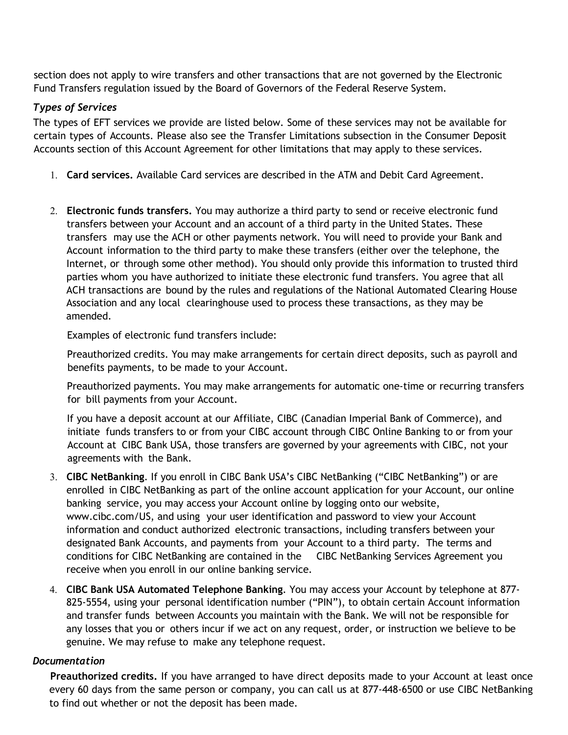section does not apply to wire transfers and other transactions that are not governed by the Electronic Fund Transfers regulation issued by the Board of Governors of the Federal Reserve System.

### *Types of Services*

The types of EFT services we provide are listed below. Some of these services may not be available for certain types of Accounts. Please also see the Transfer Limitations subsection in the Consumer Deposit Accounts section of this Account Agreement for other limitations that may apply to these services.

1. **Card services.** Available Card services are described in the ATM and Debit Card Agreement.

2. **Electronic funds transfers.** You may authorize a third party to send or receive electronic fund transfers between your Account and an account of a third party in the United States. These transfers may use the ACH or other payments network. You will need to provide your Bank and Account information to the third party to make these transfers (either over the telephone, the Internet, or through some other method). You should only provide this information to trusted third parties whom you have authorized to initiate these electronic fund transfers. You agree that all ACH transactions are bound by the rules and regulations of the National Automated Clearing House Association and any local clearinghouse used to process these transactions, as they may be amended.

   Examples of electronic fund transfers include:

   Preauthorized credits. You may make arrangements for certain direct deposits, such as payroll and benefits payments, to be made to your Account.

   Preauthorized payments. You may make arrangements for automatic one-time or recurring transfers for bill payments from your Account.

   If you have a deposit account at our Affiliate, CIBC (Canadian Imperial Bank of Commerce), and initiate funds transfers to or from your CIBC account through CIBC Online Banking to or from your Account at CIBC Bank USA, those transfers are governed by your agreements with CIBC, not your agreements with the Bank.

3. **CIBC NetBanking**. If you enroll in CIBC Bank USA's CIBC NetBanking ("CIBC NetBanking") or are enrolled in CIBC NetBanking as part of the online account application for your Account, our online banking service, you may access your Account online by logging onto our website, www.cibc.com/US, and using your user identification and password to view your Account information and conduct authorized electronic transactions, including transfers between your designated Bank Accounts, and payments from your Account to a third party. The terms and conditions for CIBC NetBanking are contained in the CIBC NetBanking Services Agreement you receive when you enroll in our online banking service.

4. **CIBC Bank USA Automated Telephone Banking**. You may access your Account by telephone at 877-825-5554, using your personal identification number ("PIN"), to obtain certain Account information and transfer funds between Accounts you maintain with the Bank. We will not be responsible for any losses that you or others incur if we act on any request, order, or instruction we believe to be genuine. We may refuse to make any telephone request.

### *Documentation*

**Preauthorized credits.** If you have arranged to have direct deposits made to your Account at least once every 60 days from the same person or company, you can call us at 877-448-6500 or use CIBC NetBanking to find out whether or not the deposit has been made.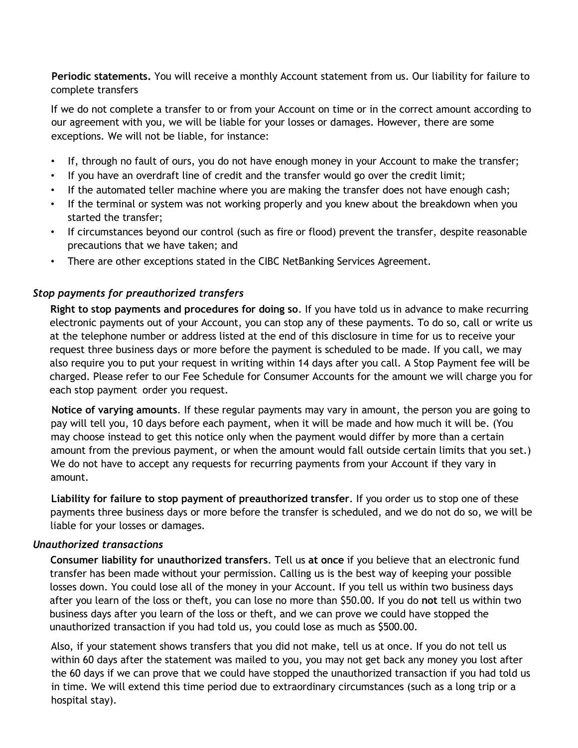**Periodic statements.** You will receive a monthly Account statement from us. Our liability for failure to complete transfers

If we do not complete a transfer to or from your Account on time or in the correct amount according to our agreement with you, we will be liable for your losses or damages. However, there are some exceptions. We will not be liable, for instance:

- If, through no fault of ours, you do not have enough money in your Account to make the transfer;
- If you have an overdraft line of credit and the transfer would go over the credit limit;
- If the automated teller machine where you are making the transfer does not have enough cash;
- If the terminal or system was not working properly and you knew about the breakdown when you started the transfer;
- If circumstances beyond our control (such as fire or flood) prevent the transfer, despite reasonable precautions that we have taken; and
- There are other exceptions stated in the CIBC NetBanking Services Agreement.

### *Stop payments for preauthorized transfers*

**Right to stop payments and procedures for doing so**. If you have told us in advance to make recurring electronic payments out of your Account, you can stop any of these payments. To do so, call or write us at the telephone number or address listed at the end of this disclosure in time for us to receive your request three business days or more before the payment is scheduled to be made. If you call, we may also require you to put your request in writing within 14 days after you call. A Stop Payment fee will be charged. Please refer to our Fee Schedule for Consumer Accounts for the amount we will charge you for each stop payment order you request.

**Notice of varying amounts**. If these regular payments may vary in amount, the person you are going to pay will tell you, 10 days before each payment, when it will be made and how much it will be. (You may choose instead to get this notice only when the payment would differ by more than a certain amount from the previous payment, or when the amount would fall outside certain limits that you set.) We do not have to accept any requests for recurring payments from your Account if they vary in amount.

**Liability for failure to stop payment of preauthorized transfer**. If you order us to stop one of these payments three business days or more before the transfer is scheduled, and we do not do so, we will be liable for your losses or damages.

### *Unauthorized transactions*

**Consumer liability for unauthorized transfers**. Tell us **at once** if you believe that an electronic fund transfer has been made without your permission. Calling us is the best way of keeping your possible losses down. You could lose all of the money in your Account. If you tell us within two business days after you learn of the loss or theft, you can lose no more than $50.00. If you do **not** tell us within two business days after you learn of the loss or theft, and we can prove we could have stopped the unauthorized transaction if you had told us, you could lose as much as $500.00.

Also, if your statement shows transfers that you did not make, tell us at once. If you do not tell us within 60 days after the statement was mailed to you, you may not get back any money you lost after the 60 days if we can prove that we could have stopped the unauthorized transaction if you had told us in time. We will extend this time period due to extraordinary circumstances (such as a long trip or a hospital stay).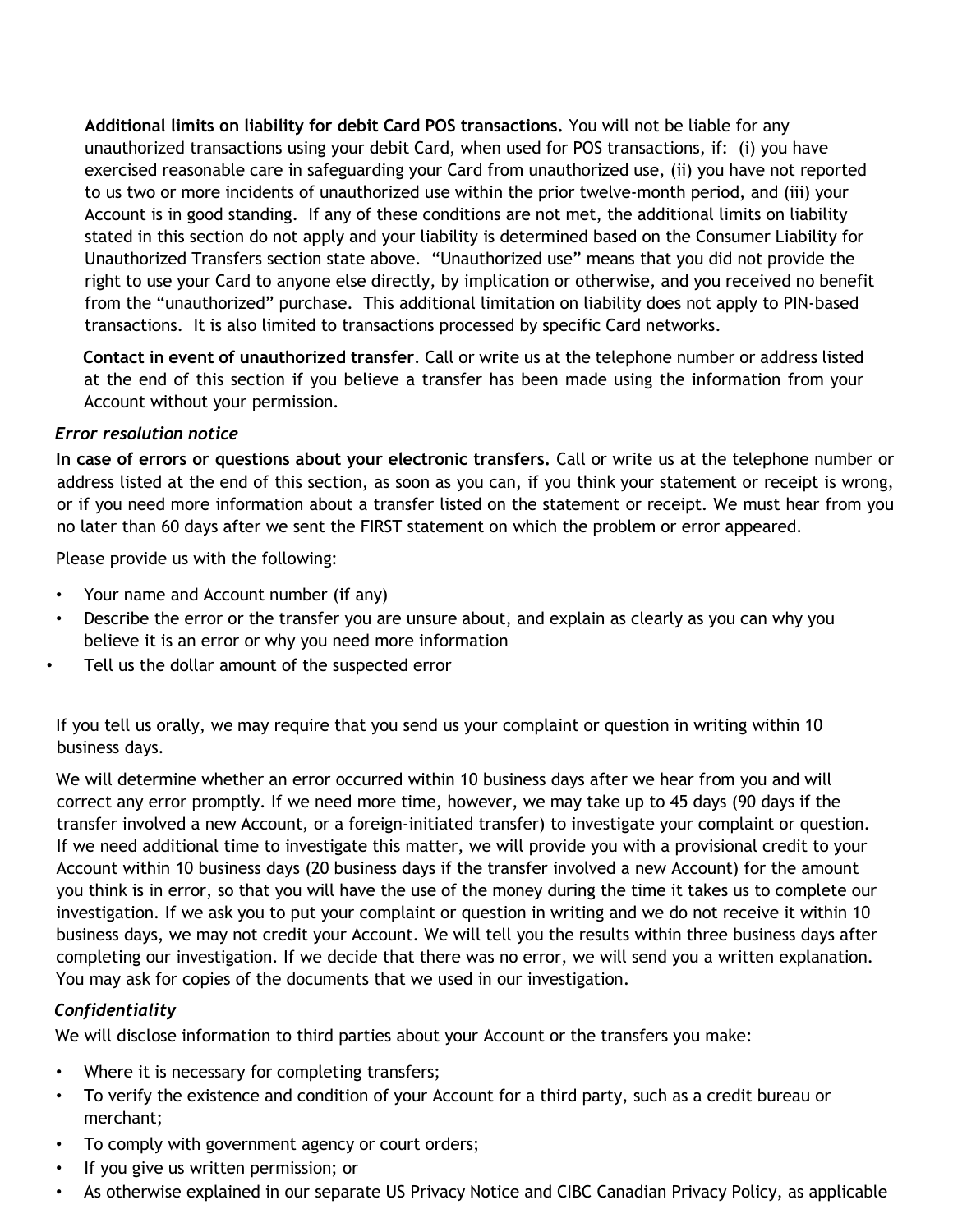**Additional limits on liability for debit Card POS transactions.** You will not be liable for any unauthorized transactions using your debit Card, when used for POS transactions, if: (i) you have exercised reasonable care in safeguarding your Card from unauthorized use, (ii) you have not reported to us two or more incidents of unauthorized use within the prior twelve-month period, and (iii) your Account is in good standing. If any of these conditions are not met, the additional limits on liability stated in this section do not apply and your liability is determined based on the Consumer Liability for Unauthorized Transfers section state above. "Unauthorized use" means that you did not provide the right to use your Card to anyone else directly, by implication or otherwise, and you received no benefit from the "unauthorized" purchase. This additional limitation on liability does not apply to PIN-based transactions. It is also limited to transactions processed by specific Card networks.

**Contact in event of unauthorized transfer**. Call or write us at the telephone number or address listed at the end of this section if you believe a transfer has been made using the information from your Account without your permission.

*Error resolution notice*

**In case of errors or questions about your electronic transfers.** Call or write us at the telephone number or address listed at the end of this section, as soon as you can, if you think your statement or receipt is wrong, or if you need more information about a transfer listed on the statement or receipt. We must hear from you no later than 60 days after we sent the FIRST statement on which the problem or error appeared.

Please provide us with the following:

- Your name and Account number (if any)
- Describe the error or the transfer you are unsure about, and explain as clearly as you can why you believe it is an error or why you need more information
- Tell us the dollar amount of the suspected error

If you tell us orally, we may require that you send us your complaint or question in writing within 10 business days.

We will determine whether an error occurred within 10 business days after we hear from you and will correct any error promptly. If we need more time, however, we may take up to 45 days (90 days if the transfer involved a new Account, or a foreign-initiated transfer) to investigate your complaint or question. If we need additional time to investigate this matter, we will provide you with a provisional credit to your Account within 10 business days (20 business days if the transfer involved a new Account) for the amount you think is in error, so that you will have the use of the money during the time it takes us to complete our investigation. If we ask you to put your complaint or question in writing and we do not receive it within 10 business days, we may not credit your Account. We will tell you the results within three business days after completing our investigation. If we decide that there was no error, we will send you a written explanation. You may ask for copies of the documents that we used in our investigation.

*Confidentiality*

We will disclose information to third parties about your Account or the transfers you make:

- Where it is necessary for completing transfers;
- To verify the existence and condition of your Account for a third party, such as a credit bureau or merchant;
- To comply with government agency or court orders;
- If you give us written permission; or
- As otherwise explained in our separate US Privacy Notice and CIBC Canadian Privacy Policy, as applicable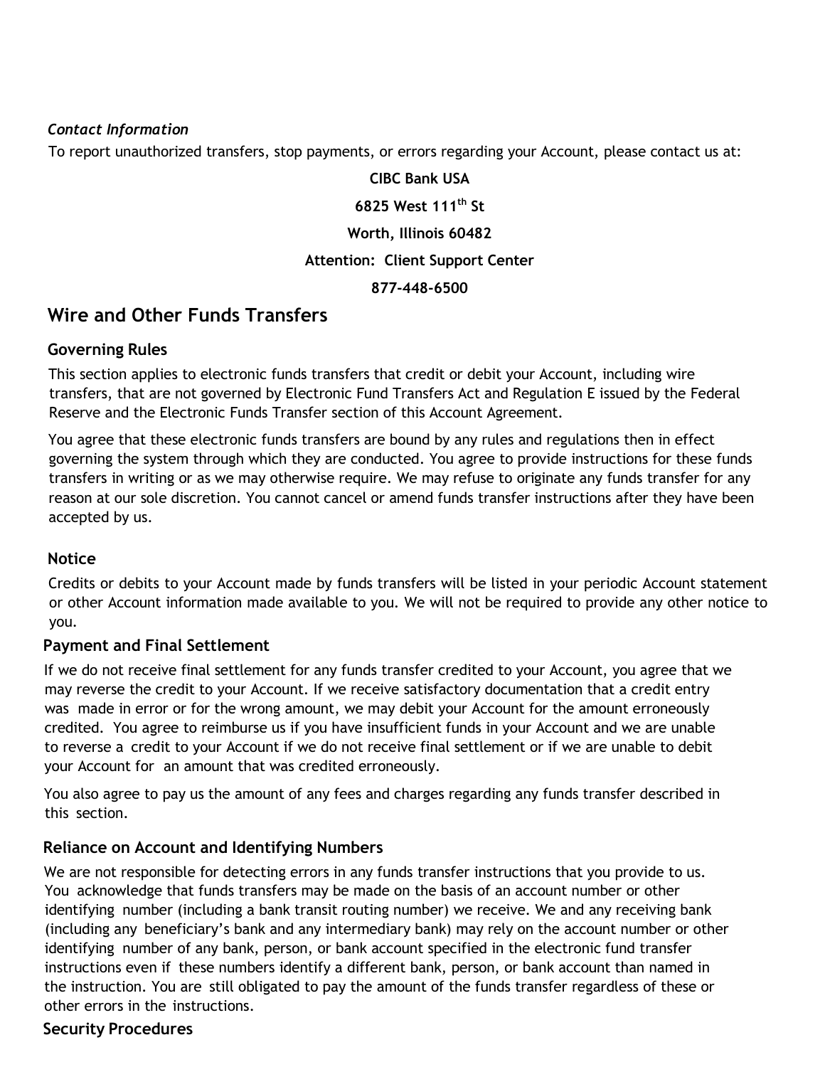*Contact Information*

To report unauthorized transfers, stop payments, or errors regarding your Account, please contact us at:

**CIBC Bank USA**

**6825 West 111th St**

**Worth, Illinois 60482**

**Attention: Client Support Center**

**877-448-6500**

## Wire and Other Funds Transfers

### Governing Rules

This section applies to electronic funds transfers that credit or debit your Account, including wire transfers, that are not governed by Electronic Fund Transfers Act and Regulation E issued by the Federal Reserve and the Electronic Funds Transfer section of this Account Agreement.

You agree that these electronic funds transfers are bound by any rules and regulations then in effect governing the system through which they are conducted. You agree to provide instructions for these funds transfers in writing or as we may otherwise require. We may refuse to originate any funds transfer for any reason at our sole discretion. You cannot cancel or amend funds transfer instructions after they have been accepted by us.

### Notice

Credits or debits to your Account made by funds transfers will be listed in your periodic Account statement or other Account information made available to you. We will not be required to provide any other notice to you.

### Payment and Final Settlement

If we do not receive final settlement for any funds transfer credited to your Account, you agree that we may reverse the credit to your Account. If we receive satisfactory documentation that a credit entry was made in error or for the wrong amount, we may debit your Account for the amount erroneously credited. You agree to reimburse us if you have insufficient funds in your Account and we are unable to reverse a credit to your Account if we do not receive final settlement or if we are unable to debit your Account for an amount that was credited erroneously.

You also agree to pay us the amount of any fees and charges regarding any funds transfer described in this section.

### Reliance on Account and Identifying Numbers

We are not responsible for detecting errors in any funds transfer instructions that you provide to us. You acknowledge that funds transfers may be made on the basis of an account number or other identifying number (including a bank transit routing number) we receive. We and any receiving bank (including any beneficiary's bank and any intermediary bank) may rely on the account number or other identifying number of any bank, person, or bank account specified in the electronic fund transfer instructions even if these numbers identify a different bank, person, or bank account than named in the instruction. You are still obligated to pay the amount of the funds transfer regardless of these or other errors in the instructions.

### Security Procedures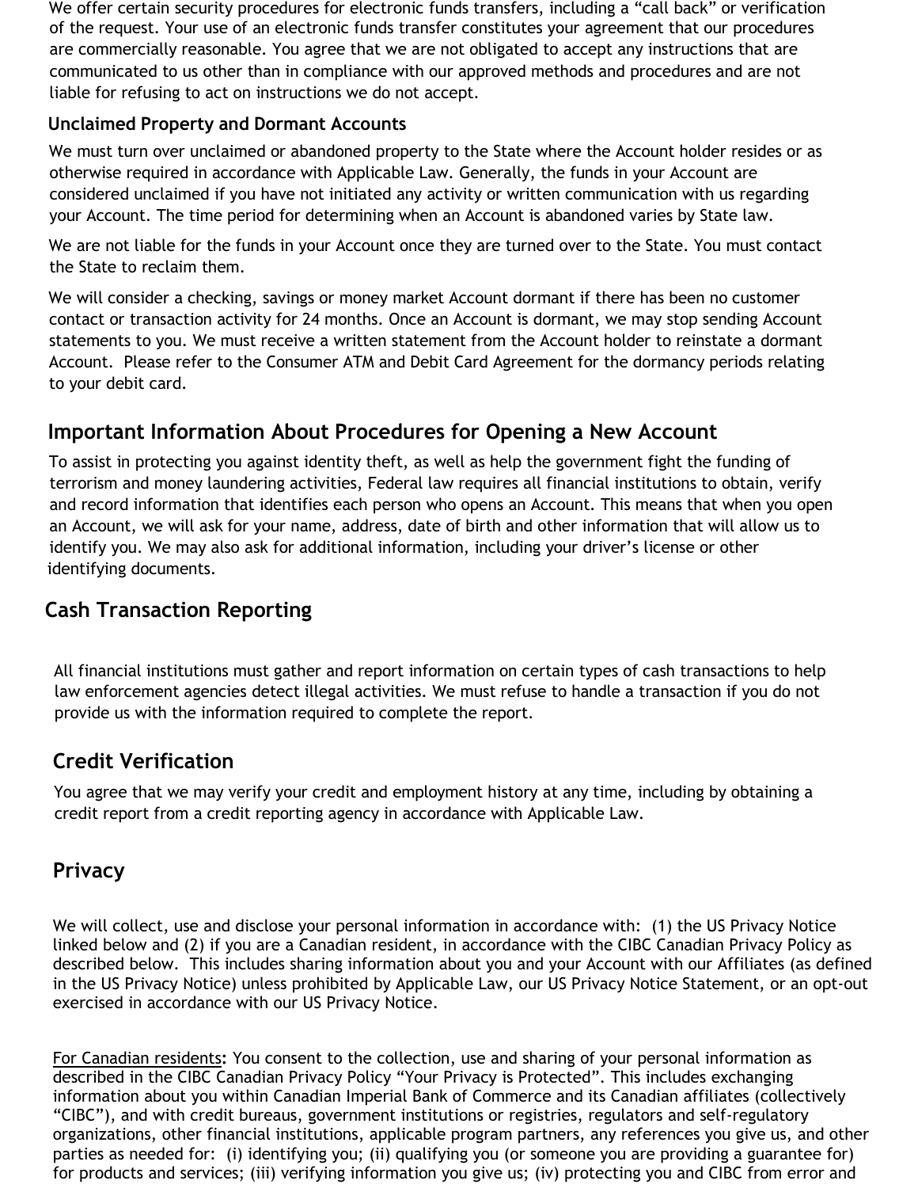We offer certain security procedures for electronic funds transfers, including a "call back" or verification of the request. Your use of an electronic funds transfer constitutes your agreement that our procedures are commercially reasonable. You agree that we are not obligated to accept any instructions that are communicated to us other than in compliance with our approved methods and procedures and are not liable for refusing to act on instructions we do not accept.

### Unclaimed Property and Dormant Accounts

We must turn over unclaimed or abandoned property to the State where the Account holder resides or as otherwise required in accordance with Applicable Law. Generally, the funds in your Account are considered unclaimed if you have not initiated any activity or written communication with us regarding your Account. The time period for determining when an Account is abandoned varies by State law.

We are not liable for the funds in your Account once they are turned over to the State. You must contact the State to reclaim them.

We will consider a checking, savings or money market Account dormant if there has been no customer contact or transaction activity for 24 months. Once an Account is dormant, we may stop sending Account statements to you. We must receive a written statement from the Account holder to reinstate a dormant Account. Please refer to the Consumer ATM and Debit Card Agreement for the dormancy periods relating to your debit card.

## Important Information About Procedures for Opening a New Account

To assist in protecting you against identity theft, as well as help the government fight the funding of terrorism and money laundering activities, Federal law requires all financial institutions to obtain, verify and record information that identifies each person who opens an Account. This means that when you open an Account, we will ask for your name, address, date of birth and other information that will allow us to identify you. We may also ask for additional information, including your driver's license or other identifying documents.

## Cash Transaction Reporting

All financial institutions must gather and report information on certain types of cash transactions to help law enforcement agencies detect illegal activities. We must refuse to handle a transaction if you do not provide us with the information required to complete the report.

## Credit Verification

You agree that we may verify your credit and employment history at any time, including by obtaining a credit report from a credit reporting agency in accordance with Applicable Law.

## Privacy

We will collect, use and disclose your personal information in accordance with: (1) the US Privacy Notice linked below and (2) if you are a Canadian resident, in accordance with the CIBC Canadian Privacy Policy as described below. This includes sharing information about you and your Account with our Affiliates (as defined in the US Privacy Notice) unless prohibited by Applicable Law, our US Privacy Notice Statement, or an opt-out exercised in accordance with our US Privacy Notice.

For Canadian residents**:** You consent to the collection, use and sharing of your personal information as described in the CIBC Canadian Privacy Policy "Your Privacy is Protected". This includes exchanging information about you within Canadian Imperial Bank of Commerce and its Canadian affiliates (collectively "CIBC"), and with credit bureaus, government institutions or registries, regulators and self-regulatory organizations, other financial institutions, applicable program partners, any references you give us, and other parties as needed for: (i) identifying you; (ii) qualifying you (or someone you are providing a guarantee for) for products and services; (iii) verifying information you give us; (iv) protecting you and CIBC from error and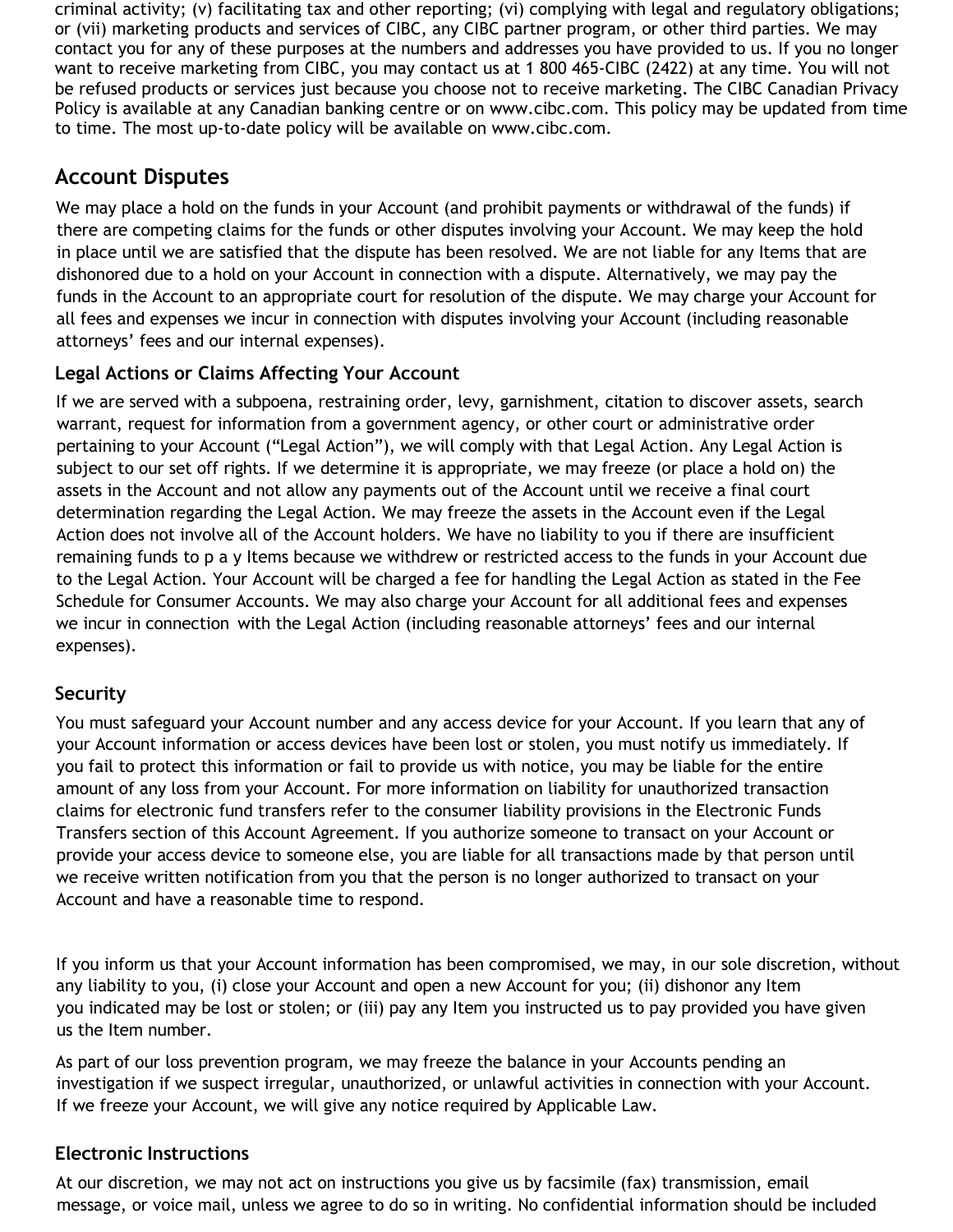criminal activity; (v) facilitating tax and other reporting; (vi) complying with legal and regulatory obligations; or (vii) marketing products and services of CIBC, any CIBC partner program, or other third parties. We may contact you for any of these purposes at the numbers and addresses you have provided to us. If you no longer want to receive marketing from CIBC, you may contact us at 1 800 465-CIBC (2422) at any time. You will not be refused products or services just because you choose not to receive marketing. The CIBC Canadian Privacy Policy is available at any Canadian banking centre or on www.cibc.com. This policy may be updated from time to time. The most up-to-date policy will be available on www.cibc.com.

## Account Disputes

We may place a hold on the funds in your Account (and prohibit payments or withdrawal of the funds) if there are competing claims for the funds or other disputes involving your Account. We may keep the hold in place until we are satisfied that the dispute has been resolved. We are not liable for any Items that are dishonored due to a hold on your Account in connection with a dispute. Alternatively, we may pay the funds in the Account to an appropriate court for resolution of the dispute. We may charge your Account for all fees and expenses we incur in connection with disputes involving your Account (including reasonable attorneys' fees and our internal expenses).

### Legal Actions or Claims Affecting Your Account

If we are served with a subpoena, restraining order, levy, garnishment, citation to discover assets, search warrant, request for information from a government agency, or other court or administrative order pertaining to your Account ("Legal Action"), we will comply with that Legal Action. Any Legal Action is subject to our set off rights. If we determine it is appropriate, we may freeze (or place a hold on) the assets in the Account and not allow any payments out of the Account until we receive a final court determination regarding the Legal Action. We may freeze the assets in the Account even if the Legal Action does not involve all of the Account holders. We have no liability to you if there are insufficient remaining funds to pay Items because we withdrew or restricted access to the funds in your Account due to the Legal Action. Your Account will be charged a fee for handling the Legal Action as stated in the Fee Schedule for Consumer Accounts. We may also charge your Account for all additional fees and expenses we incur in connection with the Legal Action (including reasonable attorneys' fees and our internal expenses).

### Security

You must safeguard your Account number and any access device for your Account. If you learn that any of your Account information or access devices have been lost or stolen, you must notify us immediately. If you fail to protect this information or fail to provide us with notice, you may be liable for the entire amount of any loss from your Account. For more information on liability for unauthorized transaction claims for electronic fund transfers refer to the consumer liability provisions in the Electronic Funds Transfers section of this Account Agreement. If you authorize someone to transact on your Account or provide your access device to someone else, you are liable for all transactions made by that person until we receive written notification from you that the person is no longer authorized to transact on your Account and have a reasonable time to respond.

If you inform us that your Account information has been compromised, we may, in our sole discretion, without any liability to you, (i) close your Account and open a new Account for you; (ii) dishonor any Item you indicated may be lost or stolen; or (iii) pay any Item you instructed us to pay provided you have given us the Item number.

As part of our loss prevention program, we may freeze the balance in your Accounts pending an investigation if we suspect irregular, unauthorized, or unlawful activities in connection with your Account. If we freeze your Account, we will give any notice required by Applicable Law.

### Electronic Instructions

At our discretion, we may not act on instructions you give us by facsimile (fax) transmission, email message, or voice mail, unless we agree to do so in writing. No confidential information should be included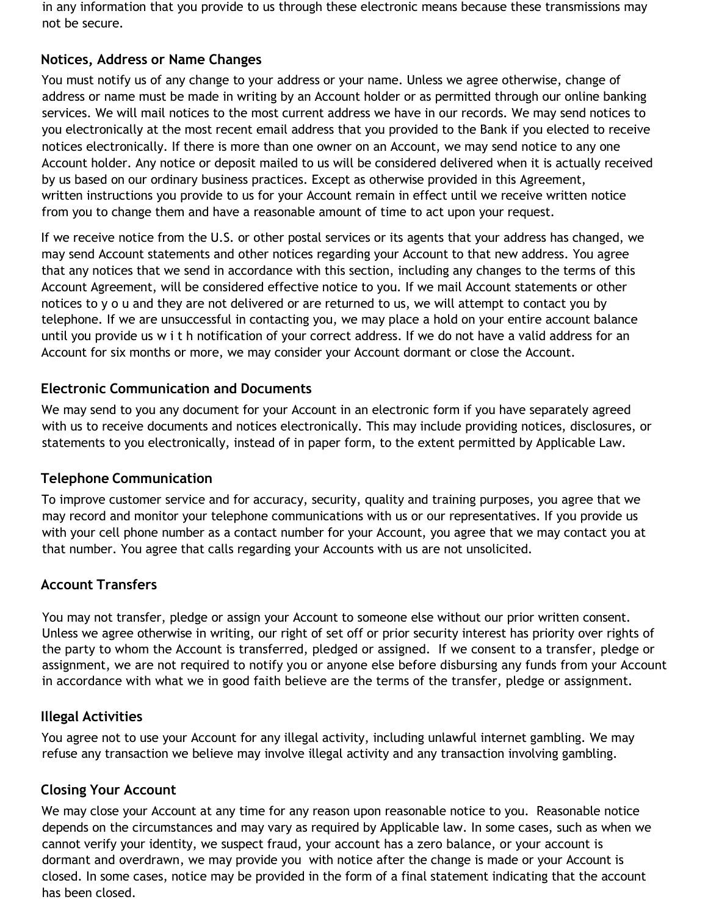in any information that you provide to us through these electronic means because these transmissions may not be secure.

### Notices, Address or Name Changes

You must notify us of any change to your address or your name. Unless we agree otherwise, change of address or name must be made in writing by an Account holder or as permitted through our online banking services. We will mail notices to the most current address we have in our records. We may send notices to you electronically at the most recent email address that you provided to the Bank if you elected to receive notices electronically. If there is more than one owner on an Account, we may send notice to any one Account holder. Any notice or deposit mailed to us will be considered delivered when it is actually received by us based on our ordinary business practices. Except as otherwise provided in this Agreement, written instructions you provide to us for your Account remain in effect until we receive written notice from you to change them and have a reasonable amount of time to act upon your request.

If we receive notice from the U.S. or other postal services or its agents that your address has changed, we may send Account statements and other notices regarding your Account to that new address. You agree that any notices that we send in accordance with this section, including any changes to the terms of this Account Agreement, will be considered effective notice to you. If we mail Account statements or other notices to you and they are not delivered or are returned to us, we will attempt to contact you by telephone. If we are unsuccessful in contacting you, we may place a hold on your entire account balance until you provide us with notification of your correct address. If we do not have a valid address for an Account for six months or more, we may consider your Account dormant or close the Account.

### Electronic Communication and Documents

We may send to you any document for your Account in an electronic form if you have separately agreed with us to receive documents and notices electronically. This may include providing notices, disclosures, or statements to you electronically, instead of in paper form, to the extent permitted by Applicable Law.

### Telephone Communication

To improve customer service and for accuracy, security, quality and training purposes, you agree that we may record and monitor your telephone communications with us or our representatives. If you provide us with your cell phone number as a contact number for your Account, you agree that we may contact you at that number. You agree that calls regarding your Accounts with us are not unsolicited.

### Account Transfers

You may not transfer, pledge or assign your Account to someone else without our prior written consent. Unless we agree otherwise in writing, our right of set off or prior security interest has priority over rights of the party to whom the Account is transferred, pledged or assigned. If we consent to a transfer, pledge or assignment, we are not required to notify you or anyone else before disbursing any funds from your Account in accordance with what we in good faith believe are the terms of the transfer, pledge or assignment.

### Illegal Activities

You agree not to use your Account for any illegal activity, including unlawful internet gambling. We may refuse any transaction we believe may involve illegal activity and any transaction involving gambling.

### Closing Your Account

We may close your Account at any time for any reason upon reasonable notice to you. Reasonable notice depends on the circumstances and may vary as required by Applicable law. In some cases, such as when we cannot verify your identity, we suspect fraud, your account has a zero balance, or your account is dormant and overdrawn, we may provide you with notice after the change is made or your Account is closed. In some cases, notice may be provided in the form of a final statement indicating that the account has been closed.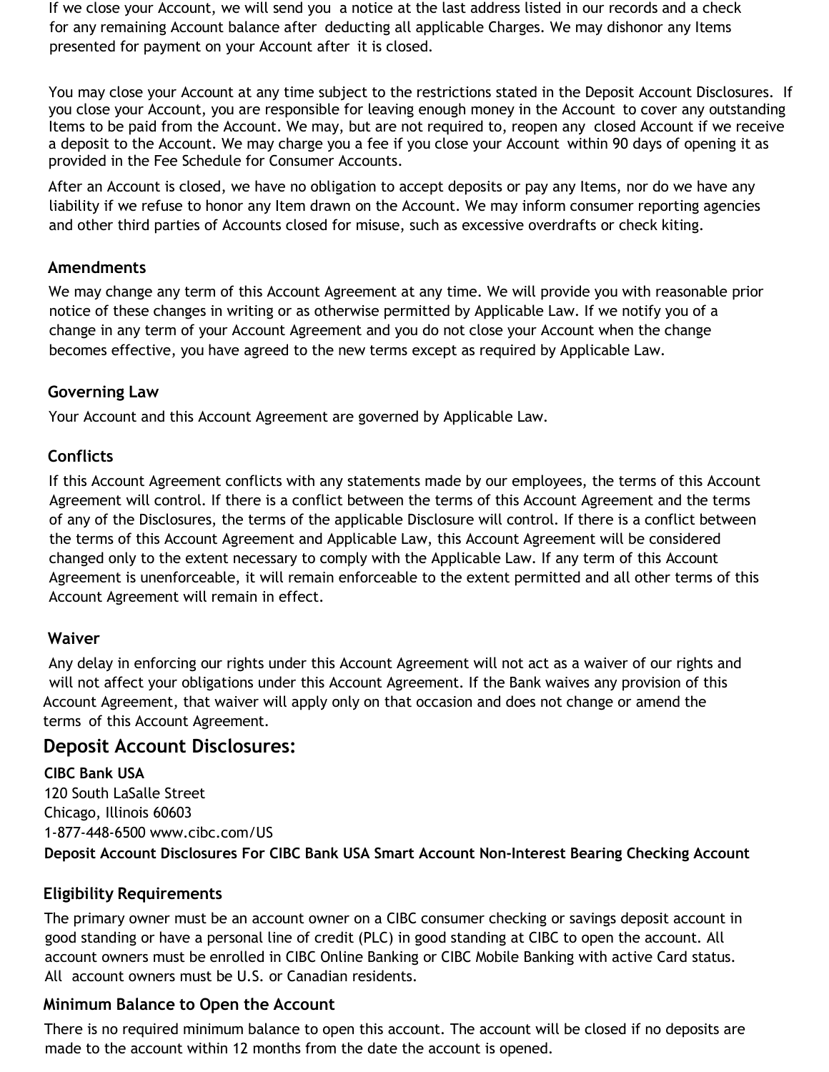If we close your Account, we will send you a notice at the last address listed in our records and a check for any remaining Account balance after deducting all applicable Charges. We may dishonor any Items presented for payment on your Account after it is closed.

You may close your Account at any time subject to the restrictions stated in the Deposit Account Disclosures. If you close your Account, you are responsible for leaving enough money in the Account to cover any outstanding Items to be paid from the Account. We may, but are not required to, reopen any closed Account if we receive a deposit to the Account. We may charge you a fee if you close your Account within 90 days of opening it as provided in the Fee Schedule for Consumer Accounts.

After an Account is closed, we have no obligation to accept deposits or pay any Items, nor do we have any liability if we refuse to honor any Item drawn on the Account. We may inform consumer reporting agencies and other third parties of Accounts closed for misuse, such as excessive overdrafts or check kiting.

### Amendments

We may change any term of this Account Agreement at any time. We will provide you with reasonable prior notice of these changes in writing or as otherwise permitted by Applicable Law. If we notify you of a change in any term of your Account Agreement and you do not close your Account when the change becomes effective, you have agreed to the new terms except as required by Applicable Law.

### Governing Law

Your Account and this Account Agreement are governed by Applicable Law.

### Conflicts

If this Account Agreement conflicts with any statements made by our employees, the terms of this Account Agreement will control. If there is a conflict between the terms of this Account Agreement and the terms of any of the Disclosures, the terms of the applicable Disclosure will control. If there is a conflict between the terms of this Account Agreement and Applicable Law, this Account Agreement will be considered changed only to the extent necessary to comply with the Applicable Law. If any term of this Account Agreement is unenforceable, it will remain enforceable to the extent permitted and all other terms of this Account Agreement will remain in effect.

### Waiver

Any delay in enforcing our rights under this Account Agreement will not act as a waiver of our rights and will not affect your obligations under this Account Agreement. If the Bank waives any provision of this Account Agreement, that waiver will apply only on that occasion and does not change or amend the terms of this Account Agreement.

## Deposit Account Disclosures:

**CIBC Bank USA**
120 South LaSalle Street
Chicago, Illinois 60603
1-877-448-6500 www.cibc.com/US

**Deposit Account Disclosures For CIBC Bank USA Smart Account Non-Interest Bearing Checking Account**

### Eligibility Requirements

The primary owner must be an account owner on a CIBC consumer checking or savings deposit account in good standing or have a personal line of credit (PLC) in good standing at CIBC to open the account. All account owners must be enrolled in CIBC Online Banking or CIBC Mobile Banking with active Card status. All account owners must be U.S. or Canadian residents.

### Minimum Balance to Open the Account

There is no required minimum balance to open this account. The account will be closed if no deposits are made to the account within 12 months from the date the account is opened.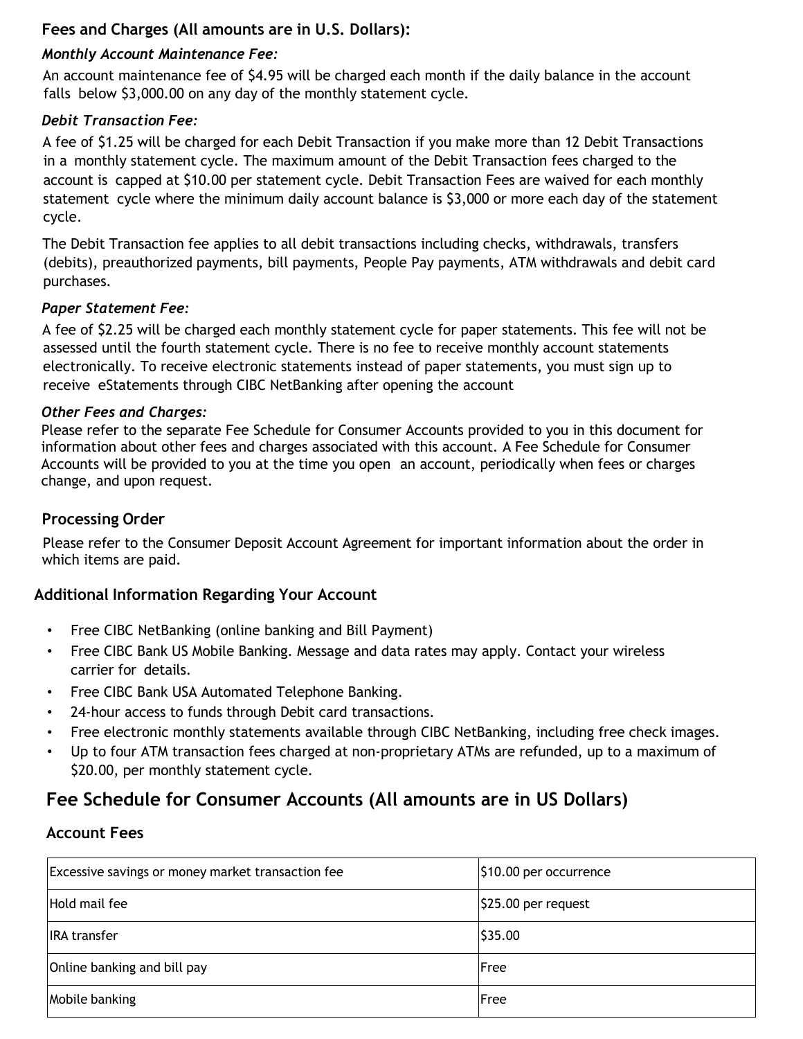## Fees and Charges (All amounts are in U.S. Dollars):

### *Monthly Account Maintenance Fee:*

An account maintenance fee of $4.95 will be charged each month if the daily balance in the account falls below $3,000.00 on any day of the monthly statement cycle.

### *Debit Transaction Fee:*

A fee of $1.25 will be charged for each Debit Transaction if you make more than 12 Debit Transactions in a monthly statement cycle. The maximum amount of the Debit Transaction fees charged to the account is capped at $10.00 per statement cycle. Debit Transaction Fees are waived for each monthly statement cycle where the minimum daily account balance is $3,000 or more each day of the statement cycle.

The Debit Transaction fee applies to all debit transactions including checks, withdrawals, transfers (debits), preauthorized payments, bill payments, People Pay payments, ATM withdrawals and debit card purchases.

### *Paper Statement Fee:*

A fee of $2.25 will be charged each monthly statement cycle for paper statements. This fee will not be assessed until the fourth statement cycle. There is no fee to receive monthly account statements electronically. To receive electronic statements instead of paper statements, you must sign up to receive eStatements through CIBC NetBanking after opening the account

### *Other Fees and Charges:*

Please refer to the separate Fee Schedule for Consumer Accounts provided to you in this document for information about other fees and charges associated with this account. A Fee Schedule for Consumer Accounts will be provided to you at the time you open an account, periodically when fees or charges change, and upon request.

## Processing Order

Please refer to the Consumer Deposit Account Agreement for important information about the order in which items are paid.

## Additional Information Regarding Your Account

- Free CIBC NetBanking (online banking and Bill Payment)
- Free CIBC Bank US Mobile Banking. Message and data rates may apply. Contact your wireless carrier for details.
- Free CIBC Bank USA Automated Telephone Banking.
- 24-hour access to funds through Debit card transactions.
- Free electronic monthly statements available through CIBC NetBanking, including free check images.
- Up to four ATM transaction fees charged at non-proprietary ATMs are refunded, up to a maximum of $20.00, per monthly statement cycle.

# Fee Schedule for Consumer Accounts (All amounts are in US Dollars)

## Account Fees

| Excessive savings or money market transaction fee | $10.00 per occurrence |
|---|---|
| Hold mail fee | $25.00 per request |
| IRA transfer | $35.00 |
| Online banking and bill pay | Free |
| Mobile banking | Free |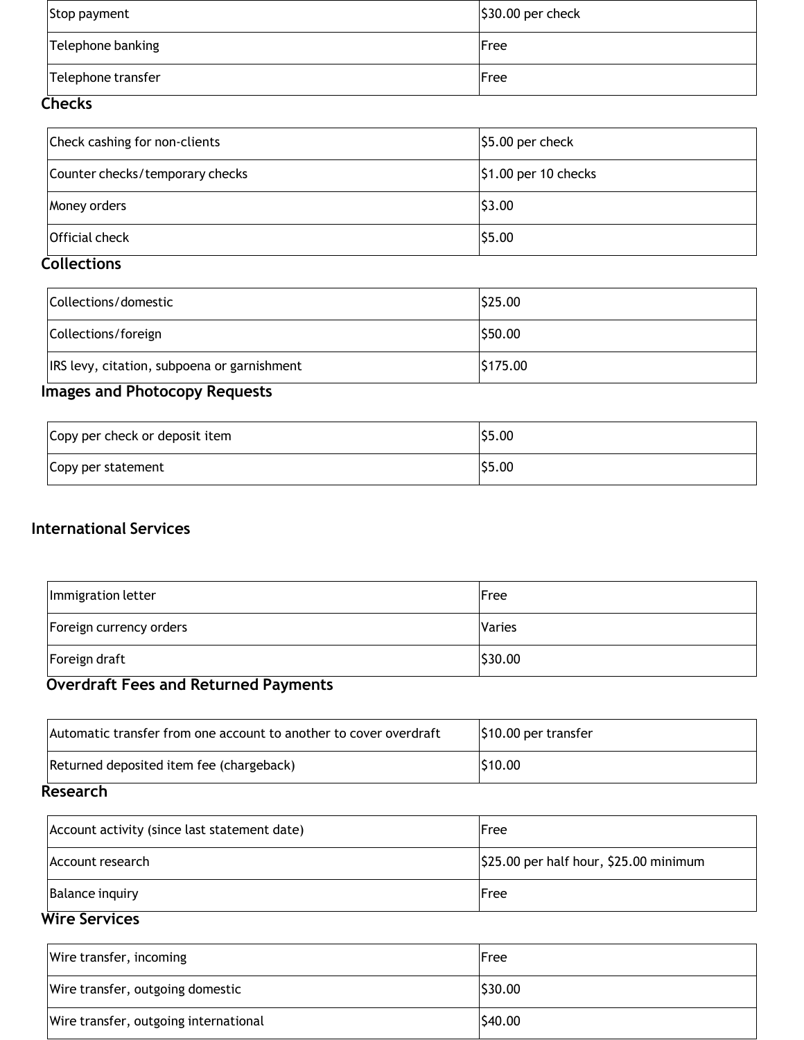| | |
|---|---|
| Stop payment | $30.00 per check |
| Telephone banking | Free |
| Telephone transfer | Free |

### Checks

| | |
|---|---|
| Check cashing for non-clients | $5.00 per check |
| Counter checks/temporary checks | $1.00 per 10 checks |
| Money orders | $3.00 |
| Official check | $5.00 |

### Collections

| | |
|---|---|
| Collections/domestic | $25.00 |
| Collections/foreign | $50.00 |
| IRS levy, citation, subpoena or garnishment | $175.00 |

### Images and Photocopy Requests

| | |
|---|---|
| Copy per check or deposit item | $5.00 |
| Copy per statement | $5.00 |

## International Services

| | |
|---|---|
| Immigration letter | Free |
| Foreign currency orders | Varies |
| Foreign draft | $30.00 |

### Overdraft Fees and Returned Payments

| | |
|---|---|
| Automatic transfer from one account to another to cover overdraft | $10.00 per transfer |
| Returned deposited item fee (chargeback) | $10.00 |

### Research

| | |
|---|---|
| Account activity (since last statement date) | Free |
| Account research | $25.00 per half hour, $25.00 minimum |
| Balance inquiry | Free |

### Wire Services

| | |
|---|---|
| Wire transfer, incoming | Free |
| Wire transfer, outgoing domestic | $30.00 |
| Wire transfer, outgoing international | $40.00 |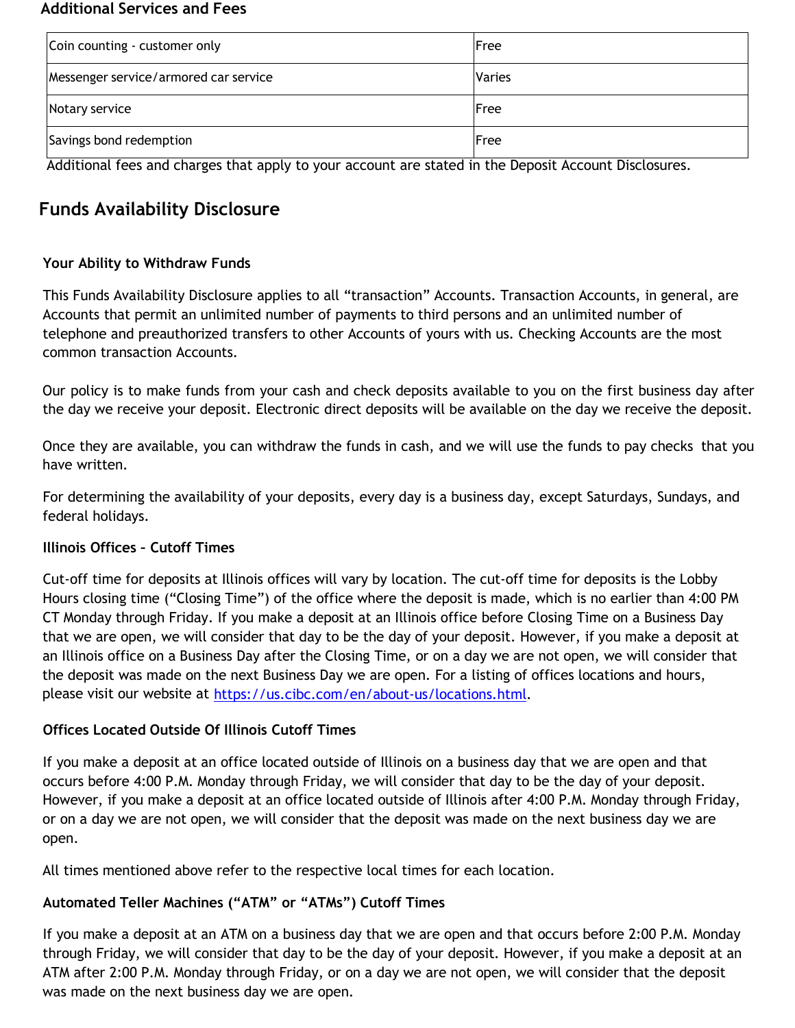## Additional Services and Fees

| Coin counting - customer only | Free |
|---|---|
| Messenger service/armored car service | Varies |
| Notary service | Free |
| Savings bond redemption | Free |

Additional fees and charges that apply to your account are stated in the Deposit Account Disclosures.

## Funds Availability Disclosure

### Your Ability to Withdraw Funds

This Funds Availability Disclosure applies to all "transaction" Accounts. Transaction Accounts, in general, are Accounts that permit an unlimited number of payments to third persons and an unlimited number of telephone and preauthorized transfers to other Accounts of yours with us. Checking Accounts are the most common transaction Accounts.

Our policy is to make funds from your cash and check deposits available to you on the first business day after the day we receive your deposit. Electronic direct deposits will be available on the day we receive the deposit.

Once they are available, you can withdraw the funds in cash, and we will use the funds to pay checks that you have written.

For determining the availability of your deposits, every day is a business day, except Saturdays, Sundays, and federal holidays.

### Illinois Offices – Cutoff Times

Cut-off time for deposits at Illinois offices will vary by location. The cut-off time for deposits is the Lobby Hours closing time ("Closing Time") of the office where the deposit is made, which is no earlier than 4:00 PM CT Monday through Friday. If you make a deposit at an Illinois office before Closing Time on a Business Day that we are open, we will consider that day to be the day of your deposit. However, if you make a deposit at an Illinois office on a Business Day after the Closing Time, or on a day we are not open, we will consider that the deposit was made on the next Business Day we are open. For a listing of offices locations and hours, please visit our website at https://us.cibc.com/en/about-us/locations.html.

### Offices Located Outside Of Illinois Cutoff Times

If you make a deposit at an office located outside of Illinois on a business day that we are open and that occurs before 4:00 P.M. Monday through Friday, we will consider that day to be the day of your deposit. However, if you make a deposit at an office located outside of Illinois after 4:00 P.M. Monday through Friday, or on a day we are not open, we will consider that the deposit was made on the next business day we are open.

All times mentioned above refer to the respective local times for each location.

### Automated Teller Machines ("ATM" or "ATMs") Cutoff Times

If you make a deposit at an ATM on a business day that we are open and that occurs before 2:00 P.M. Monday through Friday, we will consider that day to be the day of your deposit. However, if you make a deposit at an ATM after 2:00 P.M. Monday through Friday, or on a day we are not open, we will consider that the deposit was made on the next business day we are open.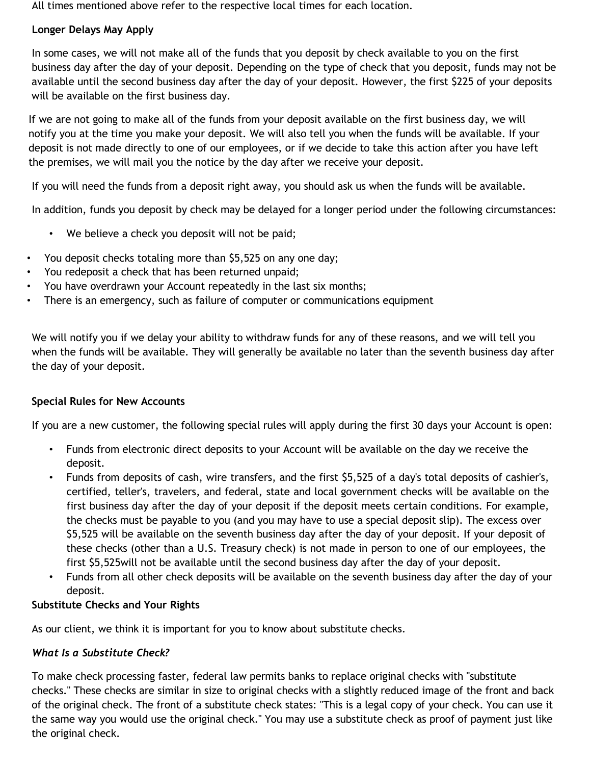All times mentioned above refer to the respective local times for each location.

**Longer Delays May Apply**

In some cases, we will not make all of the funds that you deposit by check available to you on the first business day after the day of your deposit. Depending on the type of check that you deposit, funds may not be available until the second business day after the day of your deposit. However, the first $225 of your deposits will be available on the first business day.

If we are not going to make all of the funds from your deposit available on the first business day, we will notify you at the time you make your deposit. We will also tell you when the funds will be available. If your deposit is not made directly to one of our employees, or if we decide to take this action after you have left the premises, we will mail you the notice by the day after we receive your deposit.

If you will need the funds from a deposit right away, you should ask us when the funds will be available.

In addition, funds you deposit by check may be delayed for a longer period under the following circumstances:

- We believe a check you deposit will not be paid;
- You deposit checks totaling more than $5,525 on any one day;
- You redeposit a check that has been returned unpaid;
- You have overdrawn your Account repeatedly in the last six months;
- There is an emergency, such as failure of computer or communications equipment

We will notify you if we delay your ability to withdraw funds for any of these reasons, and we will tell you when the funds will be available. They will generally be available no later than the seventh business day after the day of your deposit.

**Special Rules for New Accounts**

If you are a new customer, the following special rules will apply during the first 30 days your Account is open:

- Funds from electronic direct deposits to your Account will be available on the day we receive the deposit.
- Funds from deposits of cash, wire transfers, and the first $5,525 of a day's total deposits of cashier's, certified, teller's, travelers, and federal, state and local government checks will be available on the first business day after the day of your deposit if the deposit meets certain conditions. For example, the checks must be payable to you (and you may have to use a special deposit slip). The excess over $5,525 will be available on the seventh business day after the day of your deposit. If your deposit of these checks (other than a U.S. Treasury check) is not made in person to one of our employees, the first $5,525will not be available until the second business day after the day of your deposit.
- Funds from all other check deposits will be available on the seventh business day after the day of your deposit.

**Substitute Checks and Your Rights**

As our client, we think it is important for you to know about substitute checks.

***What Is a Substitute Check?***

To make check processing faster, federal law permits banks to replace original checks with "substitute checks." These checks are similar in size to original checks with a slightly reduced image of the front and back of the original check. The front of a substitute check states: "This is a legal copy of your check. You can use it the same way you would use the original check." You may use a substitute check as proof of payment just like the original check.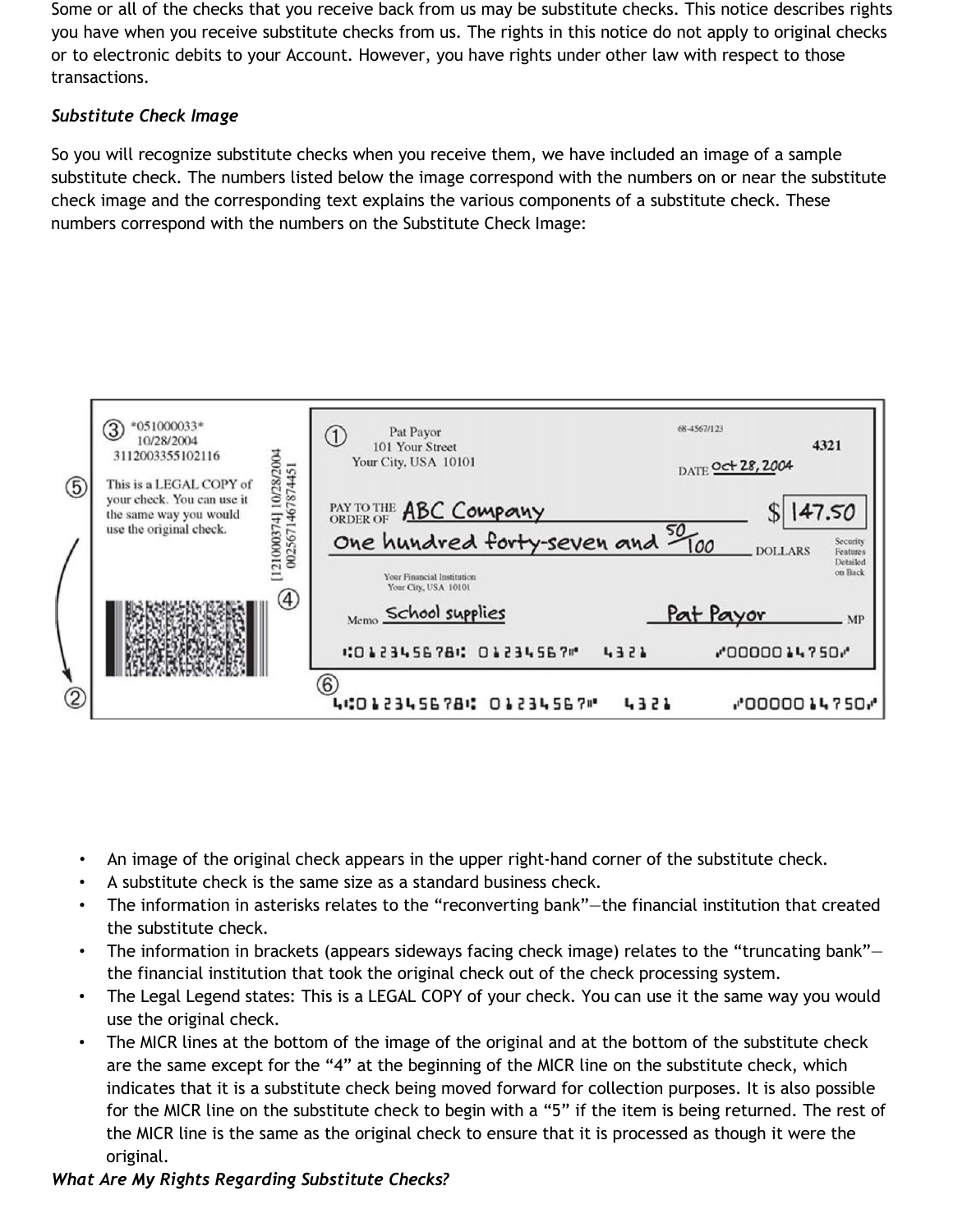Some or all of the checks that you receive back from us may be substitute checks. This notice describes rights you have when you receive substitute checks from us. The rights in this notice do not apply to original checks or to electronic debits to your Account. However, you have rights under other law with respect to those transactions.

*Substitute Check Image*

So you will recognize substitute checks when you receive them, we have included an image of a sample substitute check. The numbers listed below the image correspond with the numbers on or near the substitute check image and the corresponding text explains the various components of a substitute check. These numbers correspond with the numbers on the Substitute Check Image:

- An image of the original check appears in the upper right-hand corner of the substitute check.
- A substitute check is the same size as a standard business check.
- The information in asterisks relates to the "reconverting bank"—the financial institution that created the substitute check.
- The information in brackets (appears sideways facing check image) relates to the "truncating bank"—the financial institution that took the original check out of the check processing system.
- The Legal Legend states: This is a LEGAL COPY of your check. You can use it the same way you would use the original check.
- The MICR lines at the bottom of the image of the original and at the bottom of the substitute check are the same except for the "4" at the beginning of the MICR line on the substitute check, which indicates that it is a substitute check being moved forward for collection purposes. It is also possible for the MICR line on the substitute check to begin with a "5" if the item is being returned. The rest of the MICR line is the same as the original check to ensure that it is processed as though it were the original.

***What Are My Rights Regarding Substitute Checks?***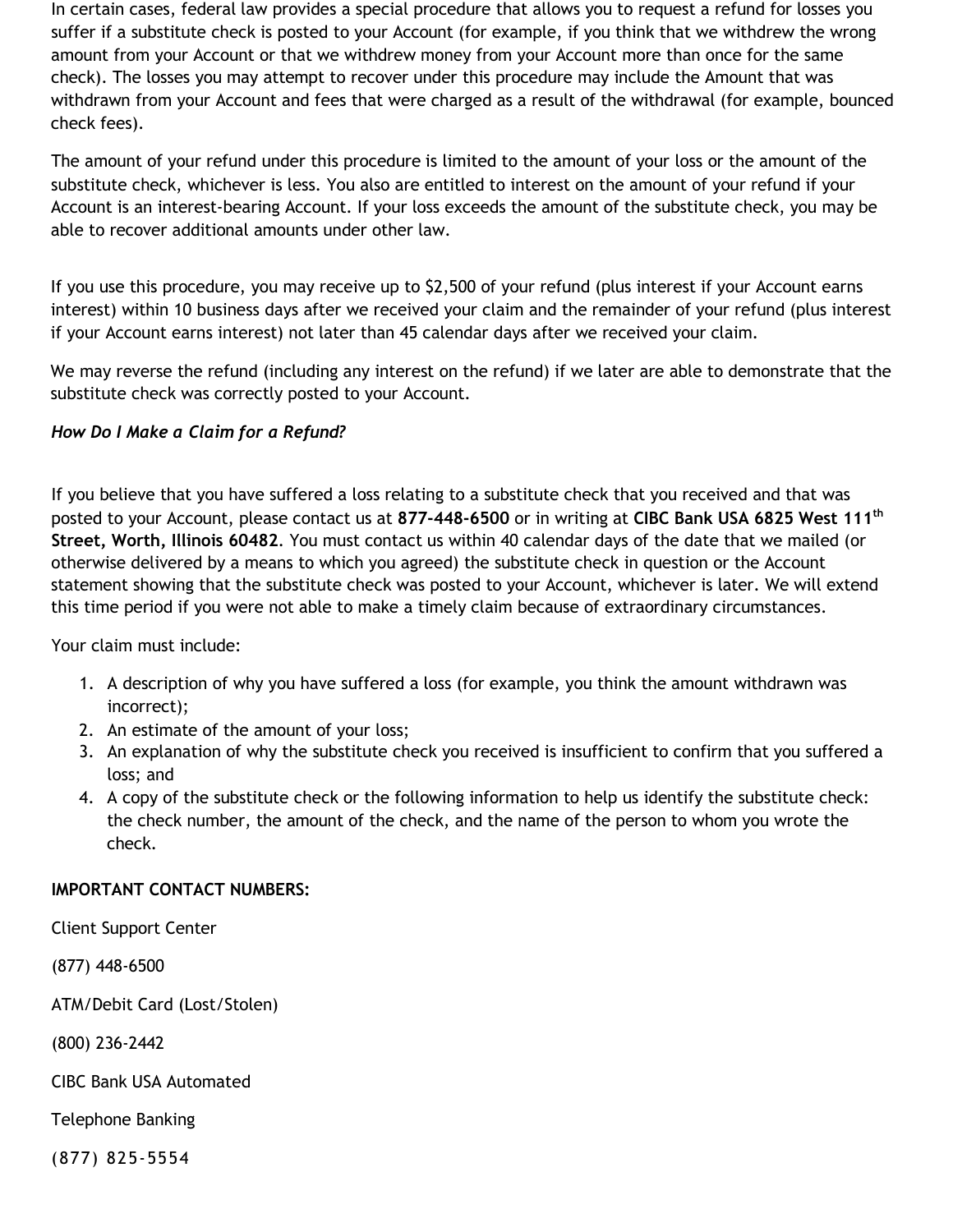In certain cases, federal law provides a special procedure that allows you to request a refund for losses you suffer if a substitute check is posted to your Account (for example, if you think that we withdrew the wrong amount from your Account or that we withdrew money from your Account more than once for the same check). The losses you may attempt to recover under this procedure may include the Amount that was withdrawn from your Account and fees that were charged as a result of the withdrawal (for example, bounced check fees).

The amount of your refund under this procedure is limited to the amount of your loss or the amount of the substitute check, whichever is less. You also are entitled to interest on the amount of your refund if your Account is an interest-bearing Account. If your loss exceeds the amount of the substitute check, you may be able to recover additional amounts under other law.

If you use this procedure, you may receive up to $2,500 of your refund (plus interest if your Account earns interest) within 10 business days after we received your claim and the remainder of your refund (plus interest if your Account earns interest) not later than 45 calendar days after we received your claim.

We may reverse the refund (including any interest on the refund) if we later are able to demonstrate that the substitute check was correctly posted to your Account.

*How Do I Make a Claim for a Refund?*

If you believe that you have suffered a loss relating to a substitute check that you received and that was posted to your Account, please contact us at **877-448-6500** or in writing at **CIBC Bank USA 6825 West 111th Street, Worth, Illinois 60482**. You must contact us within 40 calendar days of the date that we mailed (or otherwise delivered by a means to which you agreed) the substitute check in question or the Account statement showing that the substitute check was posted to your Account, whichever is later. We will extend this time period if you were not able to make a timely claim because of extraordinary circumstances.

Your claim must include:

1. A description of why you have suffered a loss (for example, you think the amount withdrawn was incorrect);
2. An estimate of the amount of your loss;
3. An explanation of why the substitute check you received is insufficient to confirm that you suffered a loss; and
4. A copy of the substitute check or the following information to help us identify the substitute check: the check number, the amount of the check, and the name of the person to whom you wrote the check.

**IMPORTANT CONTACT NUMBERS:**

Client Support Center

(877) 448-6500

ATM/Debit Card (Lost/Stolen)

(800) 236-2442

CIBC Bank USA Automated

Telephone Banking

(877) 825-5554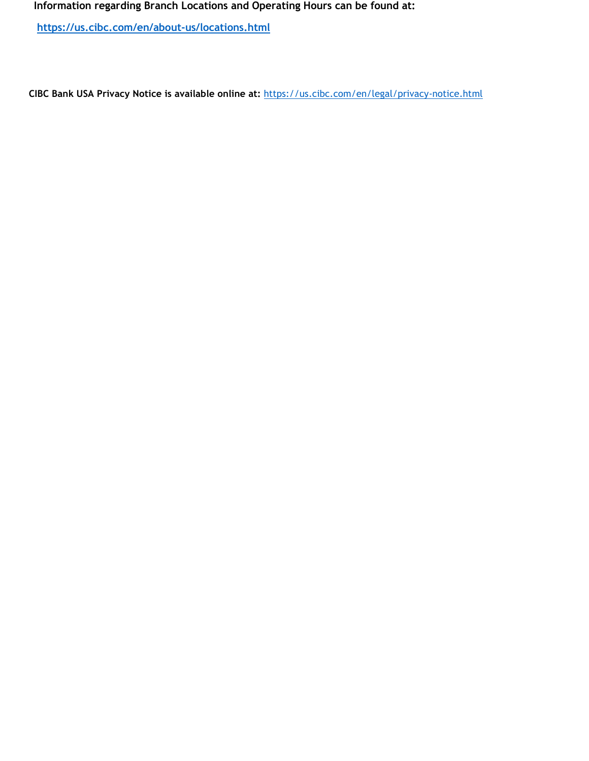**Information regarding Branch Locations and Operating Hours can be found at:**

**https://us.cibc.com/en/about-us/locations.html**

**CIBC Bank USA Privacy Notice is available online at:** https://us.cibc.com/en/legal/privacy-notice.html